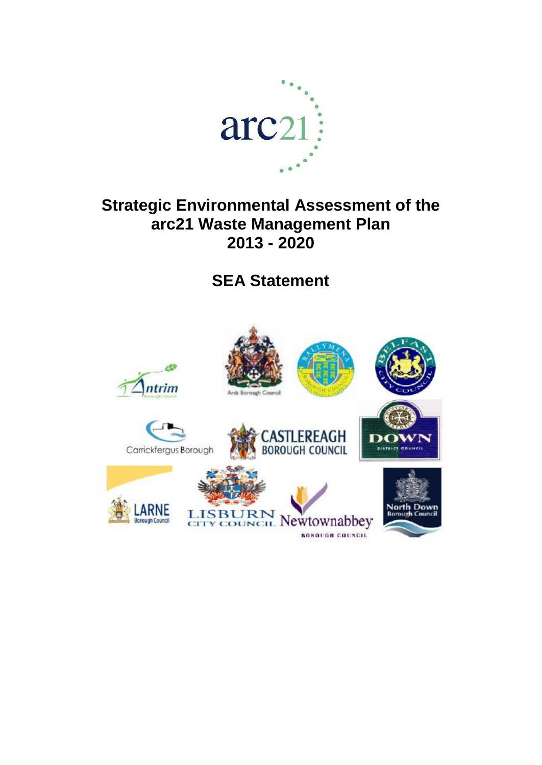arc21

# Strategic Environmental Assessment of the arc21 Waste Management Plan 2013 - 2020

## SEA Statement

Antrim Borough Council

Ards Borough Council

Ballymena Borough Council

Belfast City Council

Carrickfergus Borough

Castlereagh Borough Council

Down District Council

Larne Borough Council

Lisburn City Council

Newtownabbey Borough Council

North Down Borough Council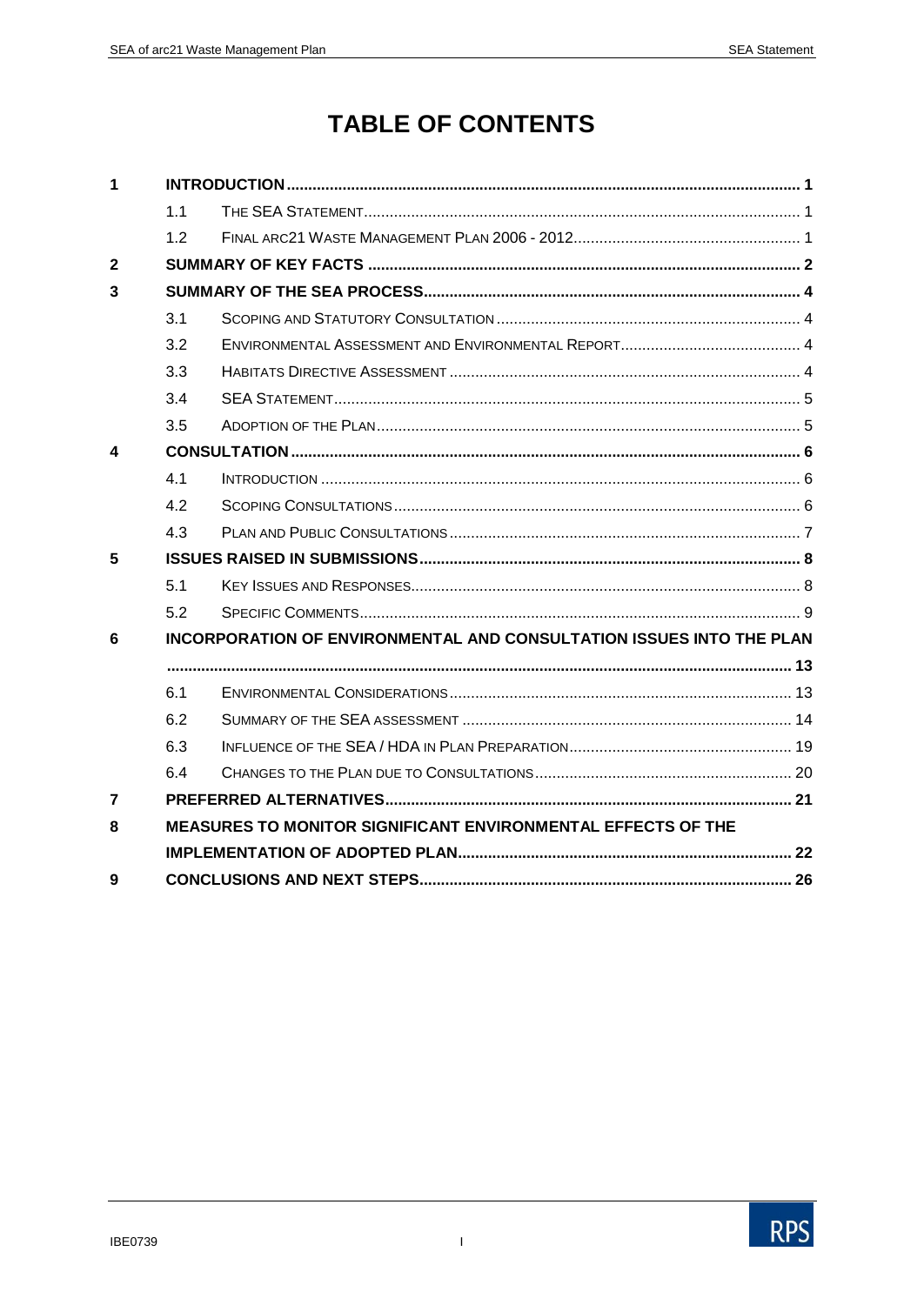# TABLE OF CONTENTS

| | | | |
|---|---|---|---|
| **1** | **INTRODUCTION** | | **1** |
| | 1.1 | THE SEA STATEMENT | 1 |
| | 1.2 | FINAL ARC21 WASTE MANAGEMENT PLAN 2006 - 2012 | 1 |
| **2** | **SUMMARY OF KEY FACTS** | | **2** |
| **3** | **SUMMARY OF THE SEA PROCESS** | | **4** |
| | 3.1 | SCOPING AND STATUTORY CONSULTATION | 4 |
| | 3.2 | ENVIRONMENTAL ASSESSMENT AND ENVIRONMENTAL REPORT | 4 |
| | 3.3 | HABITATS DIRECTIVE ASSESSMENT | 4 |
| | 3.4 | SEA STATEMENT | 5 |
| | 3.5 | ADOPTION OF THE PLAN | 5 |
| **4** | **CONSULTATION** | | **6** |
| | 4.1 | INTRODUCTION | 6 |
| | 4.2 | SCOPING CONSULTATIONS | 6 |
| | 4.3 | PLAN AND PUBLIC CONSULTATIONS | 7 |
| **5** | **ISSUES RAISED IN SUBMISSIONS** | | **8** |
| | 5.1 | KEY ISSUES AND RESPONSES | 8 |
| | 5.2 | SPECIFIC COMMENTS | 9 |
| **6** | **INCORPORATION OF ENVIRONMENTAL AND CONSULTATION ISSUES INTO THE PLAN** | | **13** |
| | 6.1 | ENVIRONMENTAL CONSIDERATIONS | 13 |
| | 6.2 | SUMMARY OF THE SEA ASSESSMENT | 14 |
| | 6.3 | INFLUENCE OF THE SEA / HDA IN PLAN PREPARATION | 19 |
| | 6.4 | CHANGES TO THE PLAN DUE TO CONSULTATIONS | 20 |
| **7** | **PREFERRED ALTERNATIVES** | | **21** |
| **8** | **MEASURES TO MONITOR SIGNIFICANT ENVIRONMENTAL EFFECTS OF THE IMPLEMENTATION OF ADOPTED PLAN** | | **22** |
| **9** | **CONCLUSIONS AND NEXT STEPS** | | **26** |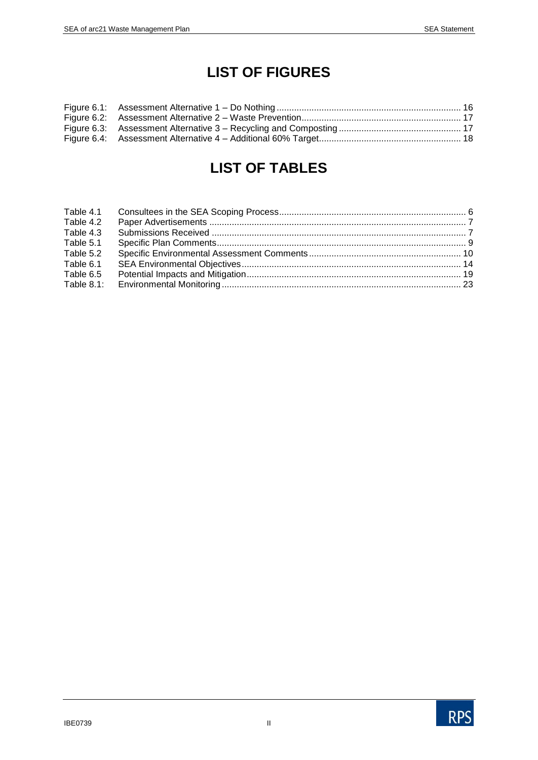# LIST OF FIGURES

| | | |
|---|---|---|
| Figure 6.1: | Assessment Alternative 1 – Do Nothing | 16 |
| Figure 6.2: | Assessment Alternative 2 – Waste Prevention | 17 |
| Figure 6.3: | Assessment Alternative 3 – Recycling and Composting | 17 |
| Figure 6.4: | Assessment Alternative 4 – Additional 60% Target | 18 |

# LIST OF TABLES

| | | |
|---|---|---|
| Table 4.1 | Consultees in the SEA Scoping Process | 6 |
| Table 4.2 | Paper Advertisements | 7 |
| Table 4.3 | Submissions Received | 7 |
| Table 5.1 | Specific Plan Comments | 9 |
| Table 5.2 | Specific Environmental Assessment Comments | 10 |
| Table 6.1 | SEA Environmental Objectives | 14 |
| Table 6.5 | Potential Impacts and Mitigation | 19 |
| Table 8.1: | Environmental Monitoring | 23 |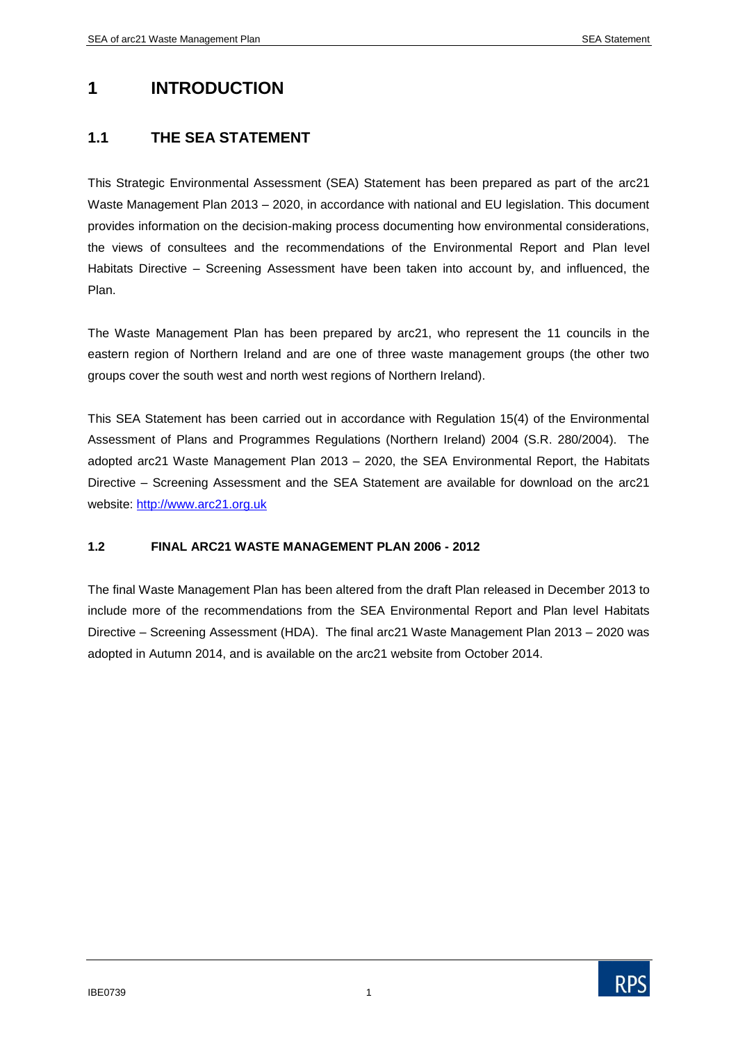# 1 INTRODUCTION

## 1.1 THE SEA STATEMENT

This Strategic Environmental Assessment (SEA) Statement has been prepared as part of the arc21 Waste Management Plan 2013 – 2020, in accordance with national and EU legislation. This document provides information on the decision-making process documenting how environmental considerations, the views of consultees and the recommendations of the Environmental Report and Plan level Habitats Directive – Screening Assessment have been taken into account by, and influenced, the Plan.

The Waste Management Plan has been prepared by arc21, who represent the 11 councils in the eastern region of Northern Ireland and are one of three waste management groups (the other two groups cover the south west and north west regions of Northern Ireland).

This SEA Statement has been carried out in accordance with Regulation 15(4) of the Environmental Assessment of Plans and Programmes Regulations (Northern Ireland) 2004 (S.R. 280/2004). The adopted arc21 Waste Management Plan 2013 – 2020, the SEA Environmental Report, the Habitats Directive – Screening Assessment and the SEA Statement are available for download on the arc21 website: http://www.arc21.org.uk

### 1.2 FINAL ARC21 WASTE MANAGEMENT PLAN 2006 - 2012

The final Waste Management Plan has been altered from the draft Plan released in December 2013 to include more of the recommendations from the SEA Environmental Report and Plan level Habitats Directive – Screening Assessment (HDA). The final arc21 Waste Management Plan 2013 – 2020 was adopted in Autumn 2014, and is available on the arc21 website from October 2014.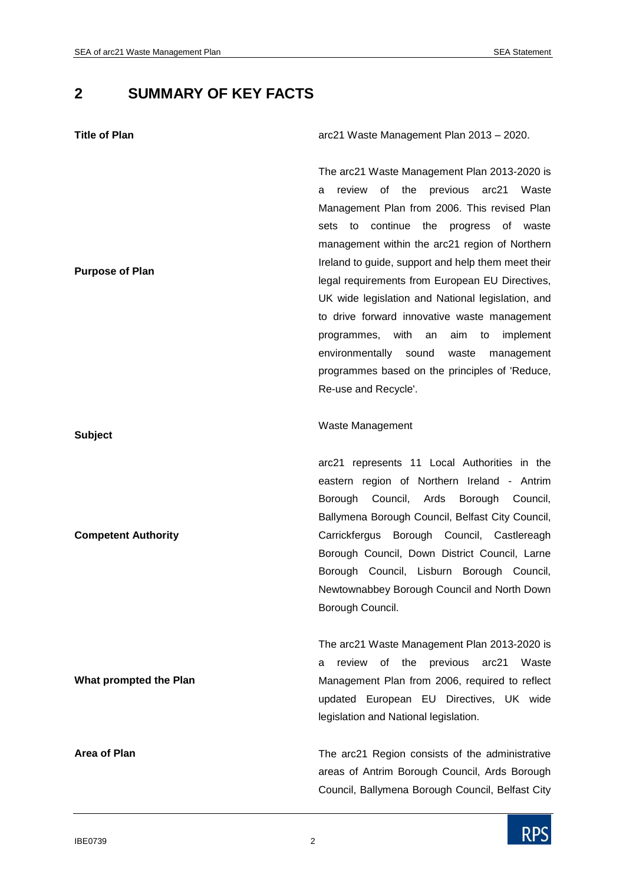# 2 SUMMARY OF KEY FACTS

| | |
|---|---|
| **Title of Plan** | arc21 Waste Management Plan 2013 – 2020. |
| **Purpose of Plan** | The arc21 Waste Management Plan 2013-2020 is a review of the previous arc21 Waste Management Plan from 2006. This revised Plan sets to continue the progress of waste management within the arc21 region of Northern Ireland to guide, support and help them meet their legal requirements from European EU Directives, UK wide legislation and National legislation, and to drive forward innovative waste management programmes, with an aim to implement environmentally sound waste management programmes based on the principles of 'Reduce, Re-use and Recycle'. |
| **Subject** | Waste Management |
| **Competent Authority** | arc21 represents 11 Local Authorities in the eastern region of Northern Ireland - Antrim Borough Council, Ards Borough Council, Ballymena Borough Council, Belfast City Council, Carrickfergus Borough Council, Castlereagh Borough Council, Down District Council, Larne Borough Council, Lisburn Borough Council, Newtownabbey Borough Council and North Down Borough Council. |
| **What prompted the Plan** | The arc21 Waste Management Plan 2013-2020 is a review of the previous arc21 Waste Management Plan from 2006, required to reflect updated European EU Directives, UK wide legislation and National legislation. |
| **Area of Plan** | The arc21 Region consists of the administrative areas of Antrim Borough Council, Ards Borough Council, Ballymena Borough Council, Belfast City |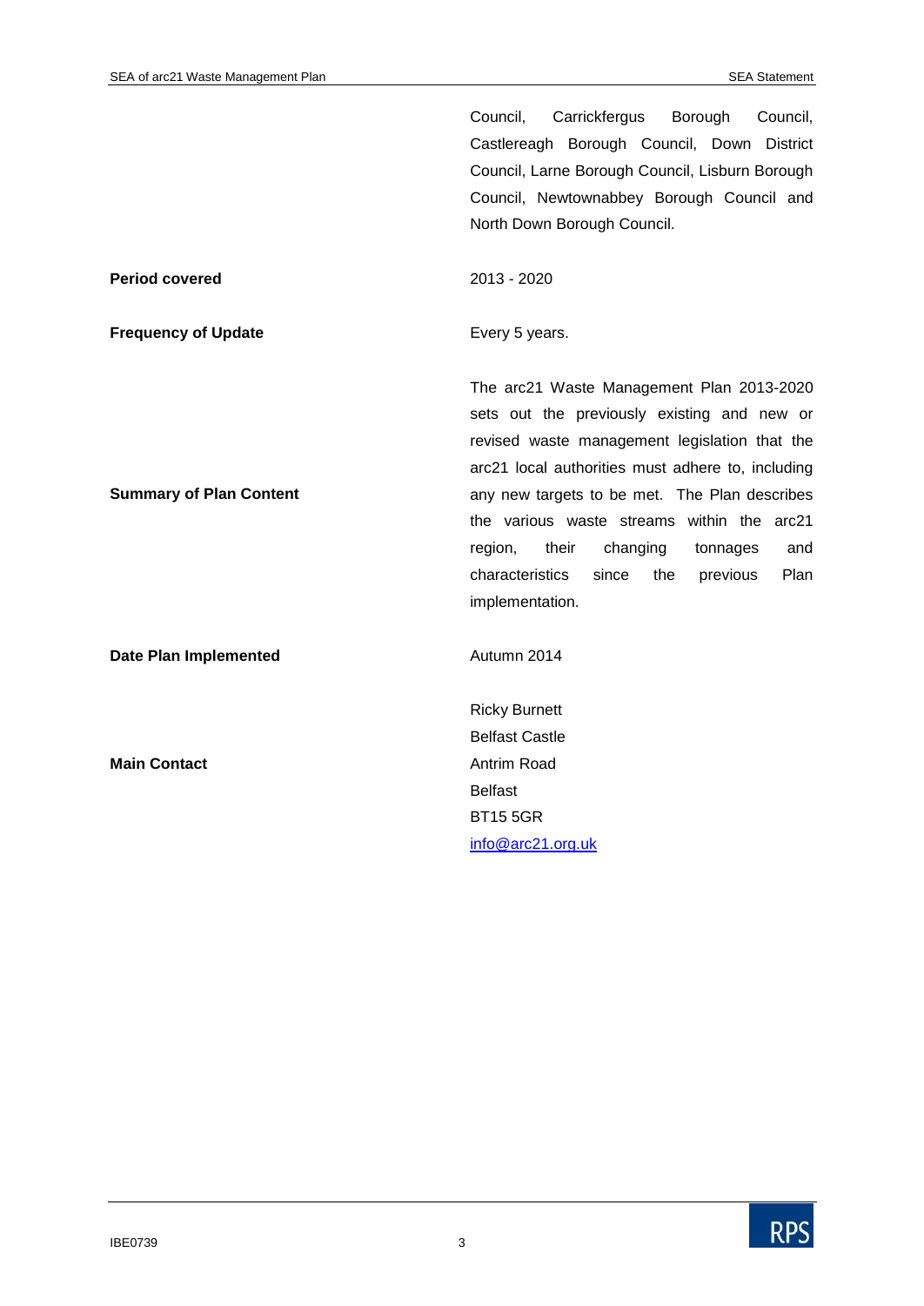| | |
|---|---|
| | Council, Carrickfergus Borough Council, Castlereagh Borough Council, Down District Council, Larne Borough Council, Lisburn Borough Council, Newtownabbey Borough Council and North Down Borough Council. |
| **Period covered** | 2013 - 2020 |
| **Frequency of Update** | Every 5 years. |
| **Summary of Plan Content** | The arc21 Waste Management Plan 2013-2020 sets out the previously existing and new or revised waste management legislation that the arc21 local authorities must adhere to, including any new targets to be met. The Plan describes the various waste streams within the arc21 region, their changing tonnages and characteristics since the previous Plan implementation. |
| **Date Plan Implemented** | Autumn 2014 |
| **Main Contact** | Ricky Burnett<br>Belfast Castle<br>Antrim Road<br>Belfast<br>BT15 5GR<br>info@arc21.org.uk |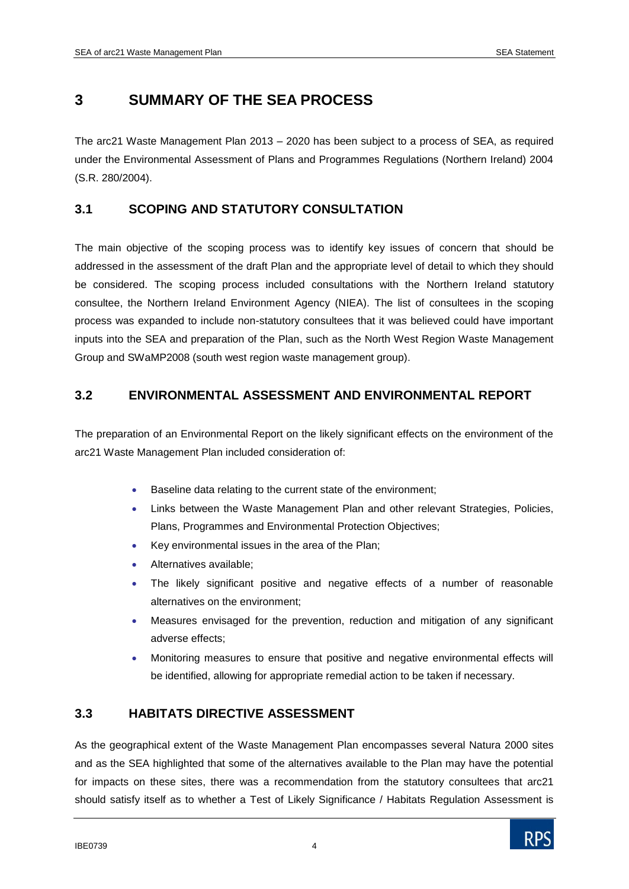# 3 SUMMARY OF THE SEA PROCESS

The arc21 Waste Management Plan 2013 – 2020 has been subject to a process of SEA, as required under the Environmental Assessment of Plans and Programmes Regulations (Northern Ireland) 2004 (S.R. 280/2004).

## 3.1 SCOPING AND STATUTORY CONSULTATION

The main objective of the scoping process was to identify key issues of concern that should be addressed in the assessment of the draft Plan and the appropriate level of detail to which they should be considered. The scoping process included consultations with the Northern Ireland statutory consultee, the Northern Ireland Environment Agency (NIEA). The list of consultees in the scoping process was expanded to include non-statutory consultees that it was believed could have important inputs into the SEA and preparation of the Plan, such as the North West Region Waste Management Group and SWaMP2008 (south west region waste management group).

## 3.2 ENVIRONMENTAL ASSESSMENT AND ENVIRONMENTAL REPORT

The preparation of an Environmental Report on the likely significant effects on the environment of the arc21 Waste Management Plan included consideration of:

- Baseline data relating to the current state of the environment;
- Links between the Waste Management Plan and other relevant Strategies, Policies, Plans, Programmes and Environmental Protection Objectives;
- Key environmental issues in the area of the Plan;
- Alternatives available;
- The likely significant positive and negative effects of a number of reasonable alternatives on the environment;
- Measures envisaged for the prevention, reduction and mitigation of any significant adverse effects;
- Monitoring measures to ensure that positive and negative environmental effects will be identified, allowing for appropriate remedial action to be taken if necessary.

## 3.3 HABITATS DIRECTIVE ASSESSMENT

As the geographical extent of the Waste Management Plan encompasses several Natura 2000 sites and as the SEA highlighted that some of the alternatives available to the Plan may have the potential for impacts on these sites, there was a recommendation from the statutory consultees that arc21 should satisfy itself as to whether a Test of Likely Significance / Habitats Regulation Assessment is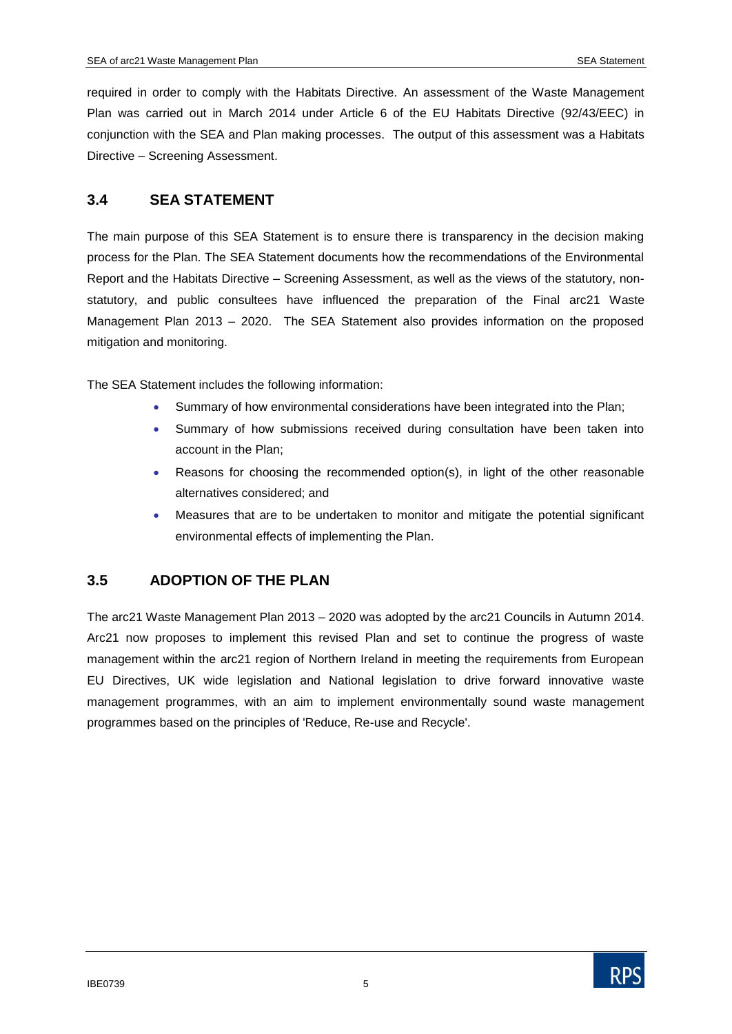required in order to comply with the Habitats Directive. An assessment of the Waste Management Plan was carried out in March 2014 under Article 6 of the EU Habitats Directive (92/43/EEC) in conjunction with the SEA and Plan making processes. The output of this assessment was a Habitats Directive – Screening Assessment.

## 3.4 SEA STATEMENT

The main purpose of this SEA Statement is to ensure there is transparency in the decision making process for the Plan. The SEA Statement documents how the recommendations of the Environmental Report and the Habitats Directive – Screening Assessment, as well as the views of the statutory, non-statutory, and public consultees have influenced the preparation of the Final arc21 Waste Management Plan 2013 – 2020. The SEA Statement also provides information on the proposed mitigation and monitoring.

The SEA Statement includes the following information:

- Summary of how environmental considerations have been integrated into the Plan;
- Summary of how submissions received during consultation have been taken into account in the Plan;
- Reasons for choosing the recommended option(s), in light of the other reasonable alternatives considered; and
- Measures that are to be undertaken to monitor and mitigate the potential significant environmental effects of implementing the Plan.

## 3.5 ADOPTION OF THE PLAN

The arc21 Waste Management Plan 2013 – 2020 was adopted by the arc21 Councils in Autumn 2014. Arc21 now proposes to implement this revised Plan and set to continue the progress of waste management within the arc21 region of Northern Ireland in meeting the requirements from European EU Directives, UK wide legislation and National legislation to drive forward innovative waste management programmes, with an aim to implement environmentally sound waste management programmes based on the principles of 'Reduce, Re-use and Recycle'.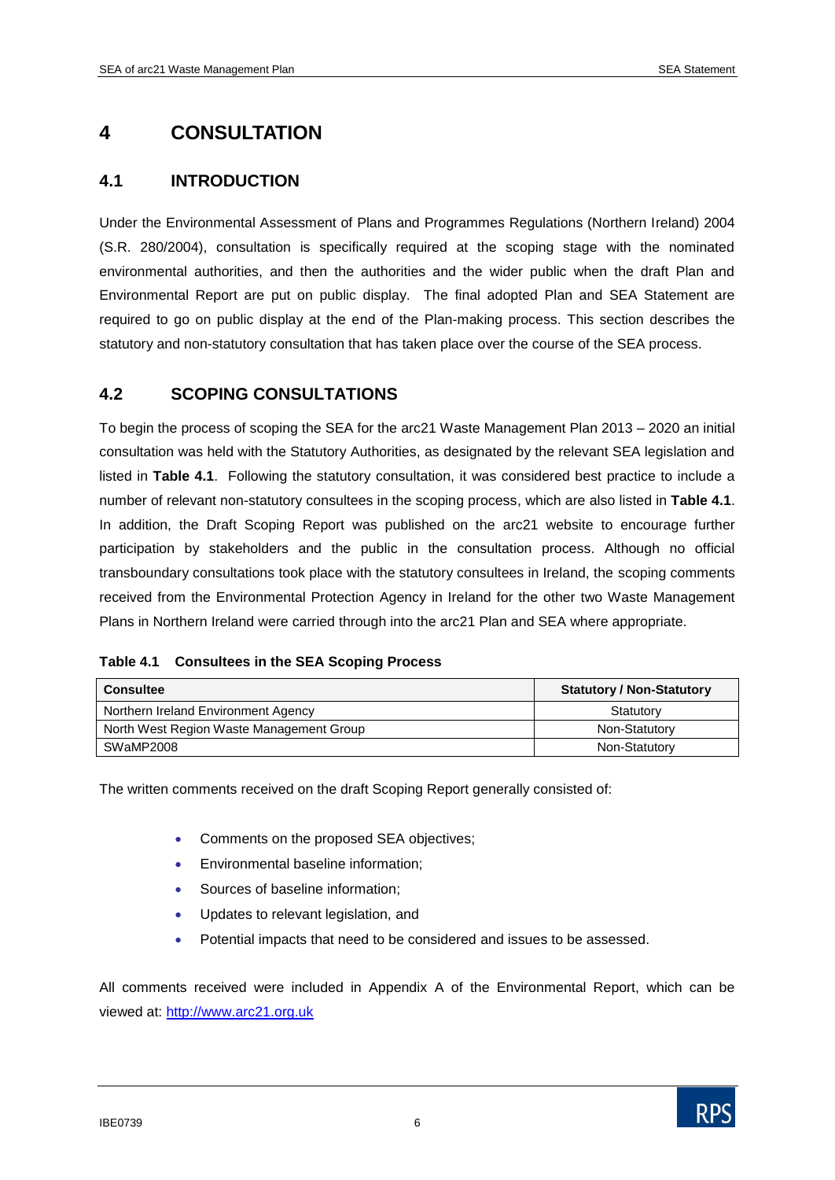# 4 CONSULTATION

## 4.1 INTRODUCTION

Under the Environmental Assessment of Plans and Programmes Regulations (Northern Ireland) 2004 (S.R. 280/2004), consultation is specifically required at the scoping stage with the nominated environmental authorities, and then the authorities and the wider public when the draft Plan and Environmental Report are put on public display. The final adopted Plan and SEA Statement are required to go on public display at the end of the Plan-making process. This section describes the statutory and non-statutory consultation that has taken place over the course of the SEA process.

## 4.2 SCOPING CONSULTATIONS

To begin the process of scoping the SEA for the arc21 Waste Management Plan 2013 – 2020 an initial consultation was held with the Statutory Authorities, as designated by the relevant SEA legislation and listed in **Table 4.1**. Following the statutory consultation, it was considered best practice to include a number of relevant non-statutory consultees in the scoping process, which are also listed in **Table 4.1**. In addition, the Draft Scoping Report was published on the arc21 website to encourage further participation by stakeholders and the public in the consultation process. Although no official transboundary consultations took place with the statutory consultees in Ireland, the scoping comments received from the Environmental Protection Agency in Ireland for the other two Waste Management Plans in Northern Ireland were carried through into the arc21 Plan and SEA where appropriate.

**Table 4.1 Consultees in the SEA Scoping Process**

| Consultee | Statutory / Non-Statutory |
|---|---|
| Northern Ireland Environment Agency | Statutory |
| North West Region Waste Management Group | Non-Statutory |
| SWaMP2008 | Non-Statutory |

The written comments received on the draft Scoping Report generally consisted of:

- Comments on the proposed SEA objectives;
- Environmental baseline information;
- Sources of baseline information;
- Updates to relevant legislation, and
- Potential impacts that need to be considered and issues to be assessed.

All comments received were included in Appendix A of the Environmental Report, which can be viewed at: [http://www.arc21.org.uk](http://www.arc21.org.uk)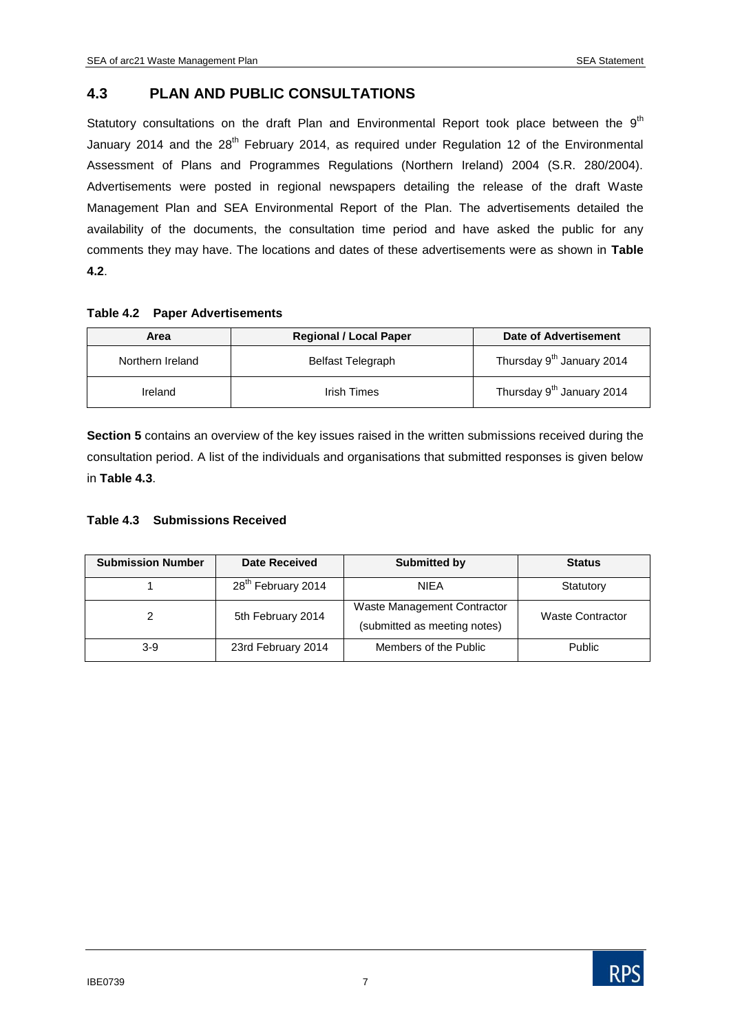## 4.3 PLAN AND PUBLIC CONSULTATIONS

Statutory consultations on the draft Plan and Environmental Report took place between the 9th January 2014 and the 28th February 2014, as required under Regulation 12 of the Environmental Assessment of Plans and Programmes Regulations (Northern Ireland) 2004 (S.R. 280/2004). Advertisements were posted in regional newspapers detailing the release of the draft Waste Management Plan and SEA Environmental Report of the Plan. The advertisements detailed the availability of the documents, the consultation time period and have asked the public for any comments they may have. The locations and dates of these advertisements were as shown in **Table 4.2**.

**Table 4.2 Paper Advertisements**

| Area | Regional / Local Paper | Date of Advertisement |
|---|---|---|
| Northern Ireland | Belfast Telegraph | Thursday 9th January 2014 |
| Ireland | Irish Times | Thursday 9th January 2014 |

**Section 5** contains an overview of the key issues raised in the written submissions received during the consultation period. A list of the individuals and organisations that submitted responses is given below in **Table 4.3**.

**Table 4.3 Submissions Received**

| Submission Number | Date Received | Submitted by | Status |
|---|---|---|---|
| 1 | 28th February 2014 | NIEA | Statutory |
| 2 | 5th February 2014 | Waste Management Contractor (submitted as meeting notes) | Waste Contractor |
| 3-9 | 23rd February 2014 | Members of the Public | Public |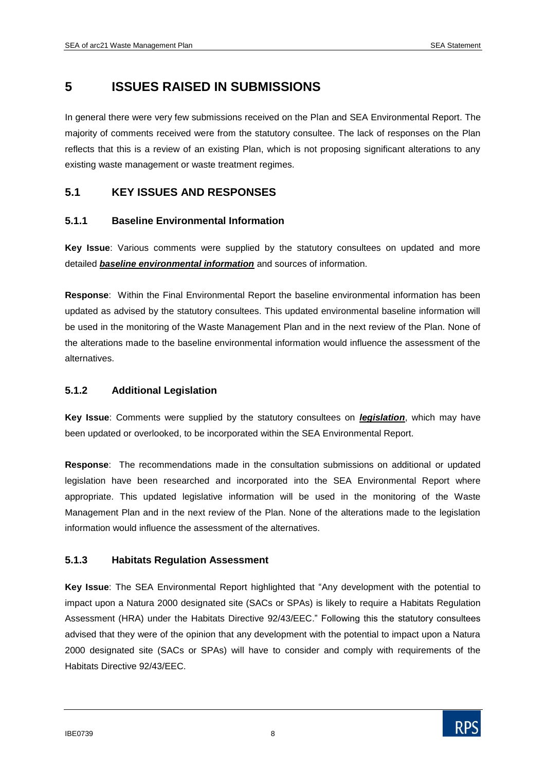# 5 ISSUES RAISED IN SUBMISSIONS

In general there were very few submissions received on the Plan and SEA Environmental Report. The majority of comments received were from the statutory consultee. The lack of responses on the Plan reflects that this is a review of an existing Plan, which is not proposing significant alterations to any existing waste management or waste treatment regimes.

## 5.1 KEY ISSUES AND RESPONSES

### 5.1.1 Baseline Environmental Information

**Key Issue**: Various comments were supplied by the statutory consultees on updated and more detailed ***baseline environmental information*** and sources of information.

**Response**: Within the Final Environmental Report the baseline environmental information has been updated as advised by the statutory consultees. This updated environmental baseline information will be used in the monitoring of the Waste Management Plan and in the next review of the Plan. None of the alterations made to the baseline environmental information would influence the assessment of the alternatives.

### 5.1.2 Additional Legislation

**Key Issue**: Comments were supplied by the statutory consultees on ***legislation***, which may have been updated or overlooked, to be incorporated within the SEA Environmental Report.

**Response**: The recommendations made in the consultation submissions on additional or updated legislation have been researched and incorporated into the SEA Environmental Report where appropriate. This updated legislative information will be used in the monitoring of the Waste Management Plan and in the next review of the Plan. None of the alterations made to the legislation information would influence the assessment of the alternatives.

### 5.1.3 Habitats Regulation Assessment

**Key Issue**: The SEA Environmental Report highlighted that "Any development with the potential to impact upon a Natura 2000 designated site (SACs or SPAs) is likely to require a Habitats Regulation Assessment (HRA) under the Habitats Directive 92/43/EEC." Following this the statutory consultees advised that they were of the opinion that any development with the potential to impact upon a Natura 2000 designated site (SACs or SPAs) will have to consider and comply with requirements of the Habitats Directive 92/43/EEC.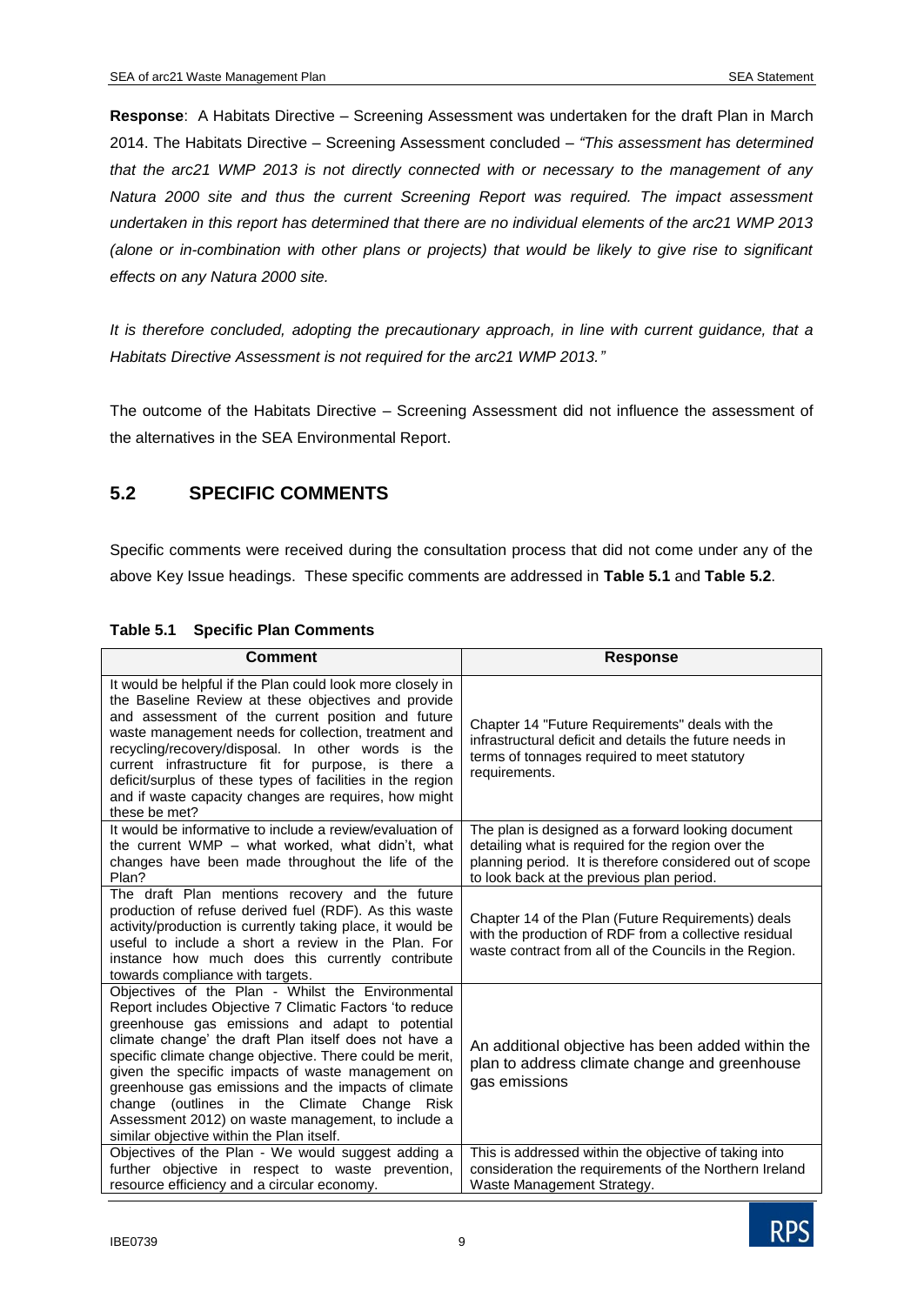**Response**: A Habitats Directive – Screening Assessment was undertaken for the draft Plan in March 2014. The Habitats Directive – Screening Assessment concluded – *"This assessment has determined that the arc21 WMP 2013 is not directly connected with or necessary to the management of any Natura 2000 site and thus the current Screening Report was required. The impact assessment undertaken in this report has determined that there are no individual elements of the arc21 WMP 2013 (alone or in-combination with other plans or projects) that would be likely to give rise to significant effects on any Natura 2000 site.*

*It is therefore concluded, adopting the precautionary approach, in line with current guidance, that a Habitats Directive Assessment is not required for the arc21 WMP 2013."*

The outcome of the Habitats Directive – Screening Assessment did not influence the assessment of the alternatives in the SEA Environmental Report.

## 5.2 SPECIFIC COMMENTS

Specific comments were received during the consultation process that did not come under any of the above Key Issue headings. These specific comments are addressed in **Table 5.1** and **Table 5.2**.

**Table 5.1 Specific Plan Comments**

| Comment | Response |
|---|---|
| It would be helpful if the Plan could look more closely in the Baseline Review at these objectives and provide and assessment of the current position and future waste management needs for collection, treatment and recycling/recovery/disposal. In other words is the current infrastructure fit for purpose, is there a deficit/surplus of these types of facilities in the region and if waste capacity changes are requires, how might these be met? | Chapter 14 "Future Requirements" deals with the infrastructural deficit and details the future needs in terms of tonnages required to meet statutory requirements. |
| It would be informative to include a review/evaluation of the current WMP – what worked, what didn't, what changes have been made throughout the life of the Plan? | The plan is designed as a forward looking document detailing what is required for the region over the planning period. It is therefore considered out of scope to look back at the previous plan period. |
| The draft Plan mentions recovery and the future production of refuse derived fuel (RDF). As this waste activity/production is currently taking place, it would be useful to include a short a review in the Plan. For instance how much does this currently contribute towards compliance with targets. | Chapter 14 of the Plan (Future Requirements) deals with the production of RDF from a collective residual waste contract from all of the Councils in the Region. |
| Objectives of the Plan - Whilst the Environmental Report includes Objective 7 Climatic Factors 'to reduce greenhouse gas emissions and adapt to potential climate change' the draft Plan itself does not have a specific climate change objective. There could be merit, given the specific impacts of waste management on greenhouse gas emissions and the impacts of climate change (outlines in the Climate Change Risk Assessment 2012) on waste management, to include a similar objective within the Plan itself. | An additional objective has been added within the plan to address climate change and greenhouse gas emissions |
| Objectives of the Plan - We would suggest adding a further objective in respect to waste prevention, resource efficiency and a circular economy. | This is addressed within the objective of taking into consideration the requirements of the Northern Ireland Waste Management Strategy. |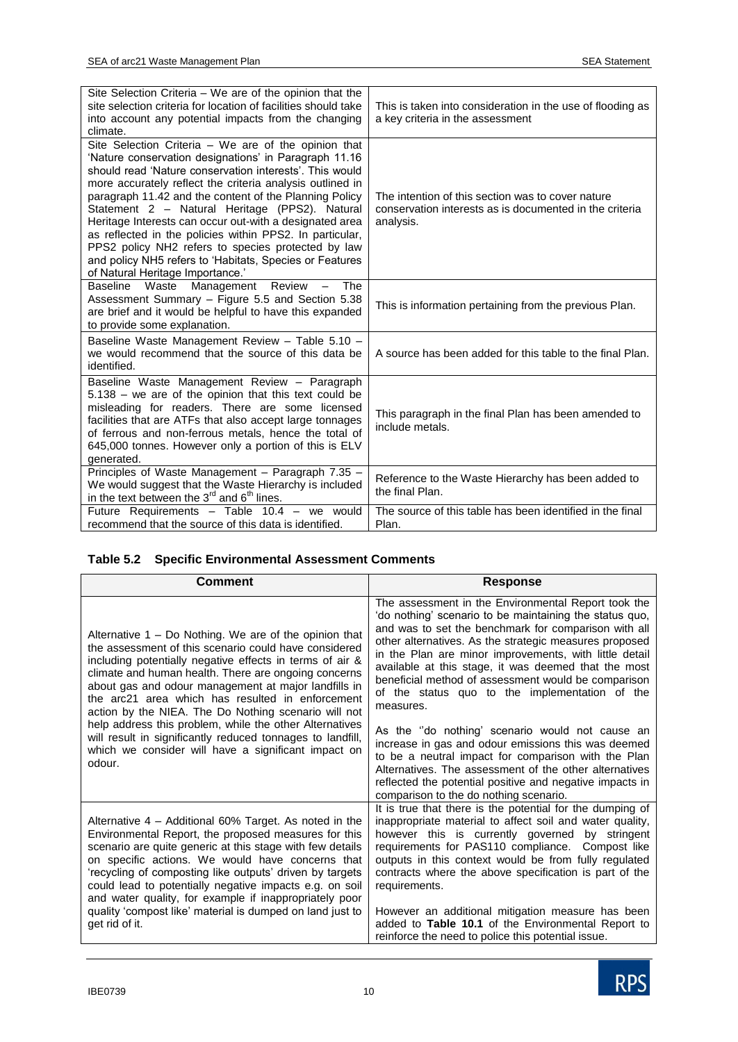| | |
|---|---|
| Site Selection Criteria – We are of the opinion that the site selection criteria for location of facilities should take into account any potential impacts from the changing climate. | This is taken into consideration in the use of flooding as a key criteria in the assessment |
| Site Selection Criteria – We are of the opinion that 'Nature conservation designations' in Paragraph 11.16 should read 'Nature conservation interests'. This would more accurately reflect the criteria analysis outlined in paragraph 11.42 and the content of the Planning Policy Statement 2 – Natural Heritage (PPS2). Natural Heritage Interests can occur out-with a designated area as reflected in the policies within PPS2. In particular, PPS2 policy NH2 refers to species protected by law and policy NH5 refers to 'Habitats, Species or Features of Natural Heritage Importance.' | The intention of this section was to cover nature conservation interests as is documented in the criteria analysis. |
| Baseline Waste Management Review – The Assessment Summary – Figure 5.5 and Section 5.38 are brief and it would be helpful to have this expanded to provide some explanation. | This is information pertaining from the previous Plan. |
| Baseline Waste Management Review – Table 5.10 – we would recommend that the source of this data be identified. | A source has been added for this table to the final Plan. |
| Baseline Waste Management Review – Paragraph 5.138 – we are of the opinion that this text could be misleading for readers. There are some licensed facilities that are ATFs that also accept large tonnages of ferrous and non-ferrous metals, hence the total of 645,000 tonnes. However only a portion of this is ELV generated. | This paragraph in the final Plan has been amended to include metals. |
| Principles of Waste Management – Paragraph 7.35 – We would suggest that the Waste Hierarchy is included in the text between the 3rd and 6th lines. | Reference to the Waste Hierarchy has been added to the final Plan. |
| Future Requirements – Table 10.4 – we would recommend that the source of this data is identified. | The source of this table has been identified in the final Plan. |

### Table 5.2 Specific Environmental Assessment Comments

| Comment | Response |
|---|---|
| Alternative 1 – Do Nothing. We are of the opinion that the assessment of this scenario could have considered including potentially negative effects in terms of air & climate and human health. There are ongoing concerns about gas and odour management at major landfills in the arc21 area which has resulted in enforcement action by the NIEA. The Do Nothing scenario will not help address this problem, while the other Alternatives will result in significantly reduced tonnages to landfill, which we consider will have a significant impact on odour. | The assessment in the Environmental Report took the 'do nothing' scenario to be maintaining the status quo, and was to set the benchmark for comparison with all other alternatives. As the strategic measures proposed in the Plan are minor improvements, with little detail available at this stage, it was deemed that the most beneficial method of assessment would be comparison of the status quo to the implementation of the measures.<br><br>As the ''do nothing' scenario would not cause an increase in gas and odour emissions this was deemed to be a neutral impact for comparison with the Plan Alternatives. The assessment of the other alternatives reflected the potential positive and negative impacts in comparison to the do nothing scenario. |
| Alternative 4 – Additional 60% Target. As noted in the Environmental Report, the proposed measures for this scenario are quite generic at this stage with few details on specific actions. We would have concerns that 'recycling of composting like outputs' driven by targets could lead to potentially negative impacts e.g. on soil and water quality, for example if inappropriately poor quality 'compost like' material is dumped on land just to get rid of it. | It is true that there is the potential for the dumping of inappropriate material to affect soil and water quality, however this is currently governed by stringent requirements for PAS110 compliance. Compost like outputs in this context would be from fully regulated contracts where the above specification is part of the requirements.<br><br>However an additional mitigation measure has been added to **Table 10.1** of the Environmental Report to reinforce the need to police this potential issue. |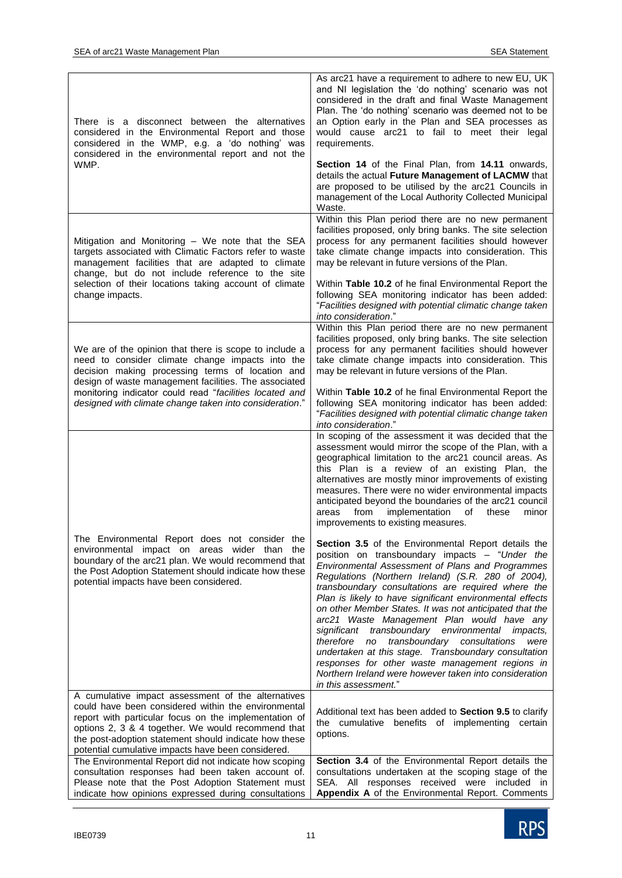| | |
|---|---|
| There is a disconnect between the alternatives considered in the Environmental Report and those considered in the WMP, e.g. a 'do nothing' was considered in the environmental report and not the WMP. | As arc21 have a requirement to adhere to new EU, UK and NI legislation the 'do nothing' scenario was not considered in the draft and final Waste Management Plan. The 'do nothing' scenario was deemed not to be an Option early in the Plan and SEA processes as would cause arc21 to fail to meet their legal requirements.<br><br>**Section 14** of the Final Plan, from **14.11** onwards, details the actual **Future Management of LACMW** that are proposed to be utilised by the arc21 Councils in management of the Local Authority Collected Municipal Waste. |
| Mitigation and Monitoring – We note that the SEA targets associated with Climatic Factors refer to waste management facilities that are adapted to climate change, but do not include reference to the site selection of their locations taking account of climate change impacts. | Within this Plan period there are no new permanent facilities proposed, only bring banks. The site selection process for any permanent facilities should however take climate change impacts into consideration. This may be relevant in future versions of the Plan.<br><br>Within **Table 10.2** of he final Environmental Report the following SEA monitoring indicator has been added: "*Facilities designed with potential climatic change taken into consideration*." |
| We are of the opinion that there is scope to include a need to consider climate change impacts into the decision making processing terms of location and design of waste management facilities. The associated monitoring indicator could read "*facilities located and designed with climate change taken into consideration*." | Within this Plan period there are no new permanent facilities proposed, only bring banks. The site selection process for any permanent facilities should however take climate change impacts into consideration. This may be relevant in future versions of the Plan.<br><br>Within **Table 10.2** of he final Environmental Report the following SEA monitoring indicator has been added: "*Facilities designed with potential climatic change taken into consideration*." |
| The Environmental Report does not consider the environmental impact on areas wider than the boundary of the arc21 plan. We would recommend that the Post Adoption Statement should indicate how these potential impacts have been considered. | In scoping of the assessment it was decided that the assessment would mirror the scope of the Plan, with a geographical limitation to the arc21 council areas. As this Plan is a review of an existing Plan, the alternatives are mostly minor improvements of existing measures. There were no wider environmental impacts anticipated beyond the boundaries of the arc21 council areas from implementation of these minor improvements to existing measures.<br><br>**Section 3.5** of the Environmental Report details the position on transboundary impacts – "*Under the Environmental Assessment of Plans and Programmes Regulations (Northern Ireland) (S.R. 280 of 2004), transboundary consultations are required where the Plan is likely to have significant environmental effects on other Member States. It was not anticipated that the arc21 Waste Management Plan would have any significant transboundary environmental impacts, therefore no transboundary consultations were undertaken at this stage. Transboundary consultation responses for other waste management regions in Northern Ireland were however taken into consideration in this assessment.*" |
| A cumulative impact assessment of the alternatives could have been considered within the environmental report with particular focus on the implementation of options 2, 3 & 4 together. We would recommend that the post-adoption statement should indicate how these potential cumulative impacts have been considered. | Additional text has been added to **Section 9.5** to clarify the cumulative benefits of implementing certain options. |
| The Environmental Report did not indicate how scoping consultation responses had been taken account of. Please note that the Post Adoption Statement must indicate how opinions expressed during consultations | **Section 3.4** of the Environmental Report details the consultations undertaken at the scoping stage of the SEA. All responses received were included in **Appendix A** of the Environmental Report. Comments |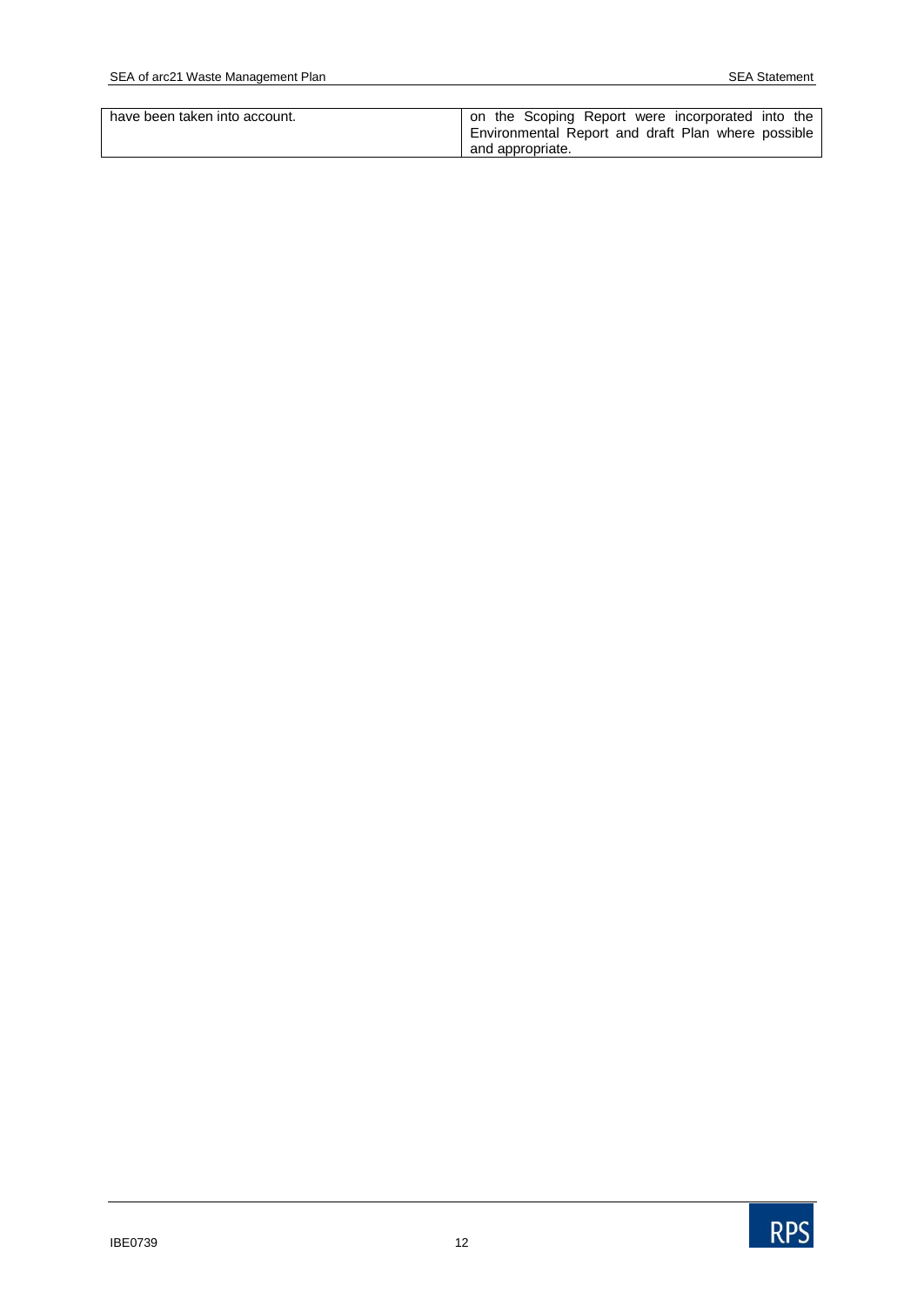| have been taken into account. | on the Scoping Report were incorporated into the Environmental Report and draft Plan where possible and appropriate. |
|---|---|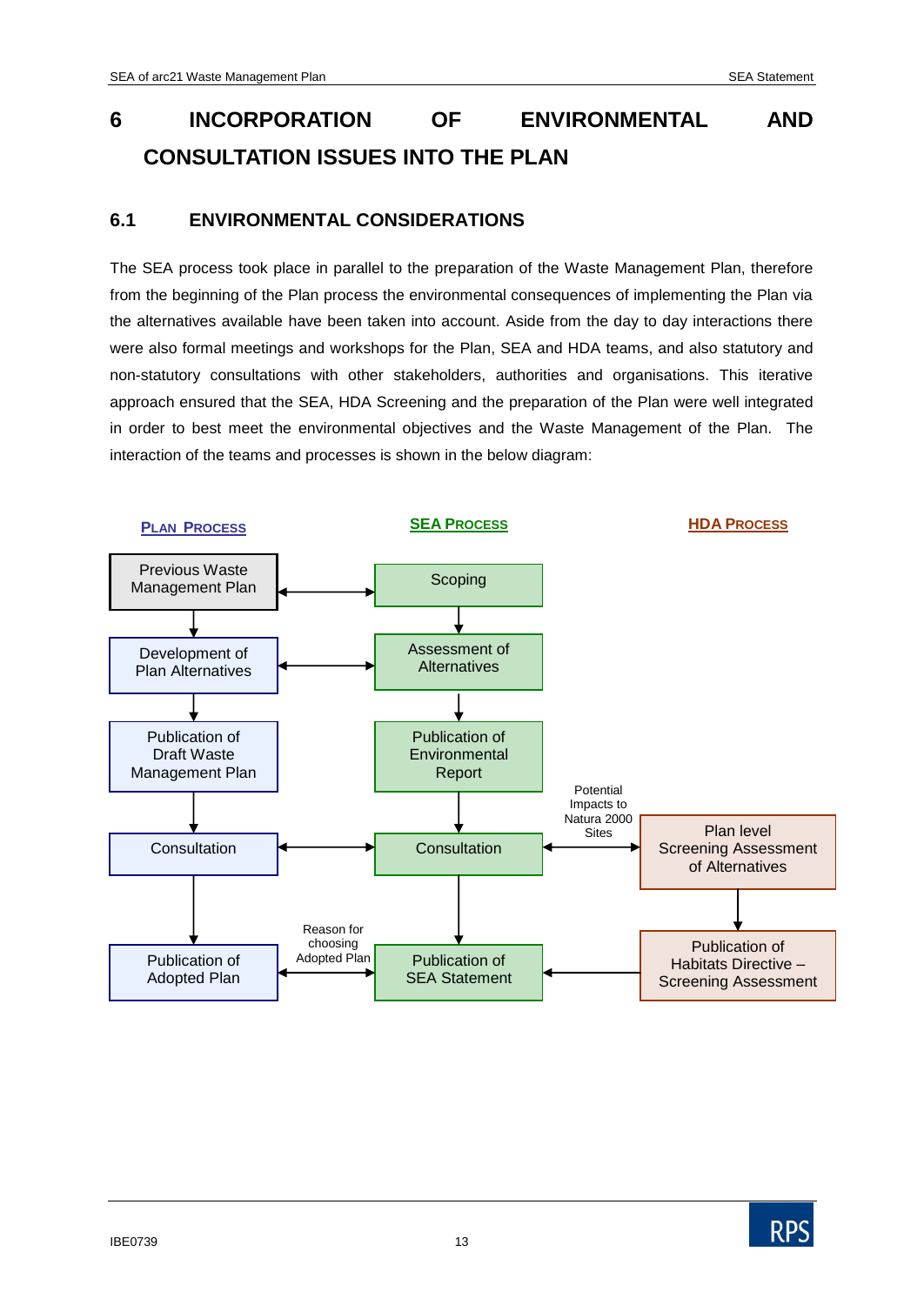# 6 INCORPORATION OF ENVIRONMENTAL AND CONSULTATION ISSUES INTO THE PLAN

## 6.1 ENVIRONMENTAL CONSIDERATIONS

The SEA process took place in parallel to the preparation of the Waste Management Plan, therefore from the beginning of the Plan process the environmental consequences of implementing the Plan via the alternatives available have been taken into account. Aside from the day to day interactions there were also formal meetings and workshops for the Plan, SEA and HDA teams, and also statutory and non-statutory consultations with other stakeholders, authorities and organisations. This iterative approach ensured that the SEA, HDA Screening and the preparation of the Plan were well integrated in order to best meet the environmental objectives and the Waste Management of the Plan. The interaction of the teams and processes is shown in the below diagram:

| PLAN PROCESS | | SEA PROCESS | | HDA PROCESS |
|---|---|---|---|---|
| Previous Waste Management Plan | ↔ | Scoping | | |
| Development of Plan Alternatives | ↔ | Assessment of Alternatives | | |
| Publication of Draft Waste Management Plan | | Publication of Environmental Report | | |
| Consultation | ↔ | Consultation | ↔ Potential Impacts to Natura 2000 Sites | Plan level Screening Assessment of Alternatives |
| Publication of Adopted Plan | ↔ Reason for choosing Adopted Plan | Publication of SEA Statement | ← | Publication of Habitats Directive – Screening Assessment |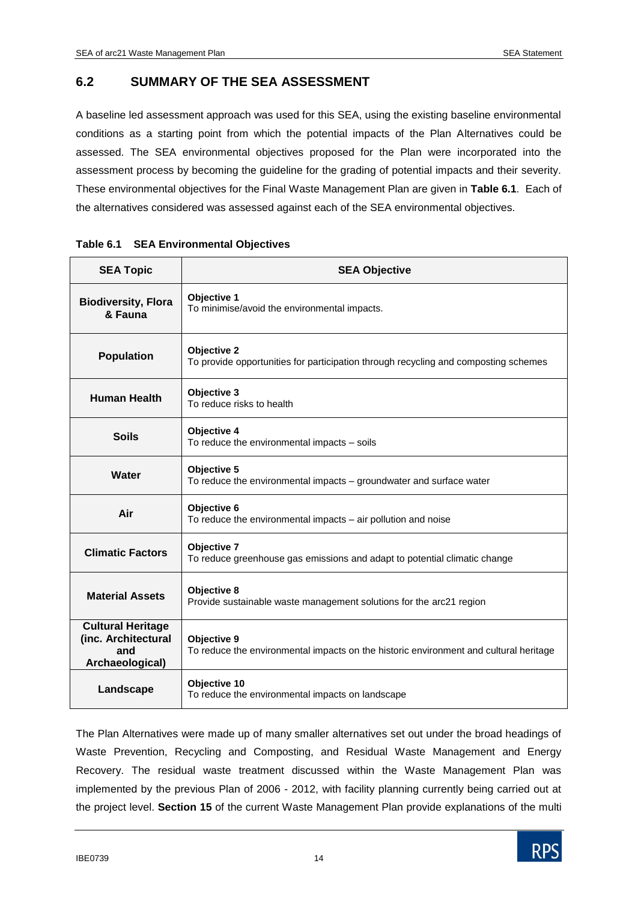## 6.2 SUMMARY OF THE SEA ASSESSMENT

A baseline led assessment approach was used for this SEA, using the existing baseline environmental conditions as a starting point from which the potential impacts of the Plan Alternatives could be assessed. The SEA environmental objectives proposed for the Plan were incorporated into the assessment process by becoming the guideline for the grading of potential impacts and their severity. These environmental objectives for the Final Waste Management Plan are given in **Table 6.1**. Each of the alternatives considered was assessed against each of the SEA environmental objectives.

**Table 6.1 SEA Environmental Objectives**

| SEA Topic | SEA Objective |
|---|---|
| **Biodiversity, Flora & Fauna** | **Objective 1**<br>To minimise/avoid the environmental impacts. |
| **Population** | **Objective 2**<br>To provide opportunities for participation through recycling and composting schemes |
| **Human Health** | **Objective 3**<br>To reduce risks to health |
| **Soils** | **Objective 4**<br>To reduce the environmental impacts – soils |
| **Water** | **Objective 5**<br>To reduce the environmental impacts – groundwater and surface water |
| **Air** | **Objective 6**<br>To reduce the environmental impacts – air pollution and noise |
| **Climatic Factors** | **Objective 7**<br>To reduce greenhouse gas emissions and adapt to potential climatic change |
| **Material Assets** | **Objective 8**<br>Provide sustainable waste management solutions for the arc21 region |
| **Cultural Heritage (inc. Architectural and Archaeological)** | **Objective 9**<br>To reduce the environmental impacts on the historic environment and cultural heritage |
| **Landscape** | **Objective 10**<br>To reduce the environmental impacts on landscape |

The Plan Alternatives were made up of many smaller alternatives set out under the broad headings of Waste Prevention, Recycling and Composting, and Residual Waste Management and Energy Recovery. The residual waste treatment discussed within the Waste Management Plan was implemented by the previous Plan of 2006 - 2012, with facility planning currently being carried out at the project level. **Section 15** of the current Waste Management Plan provide explanations of the multi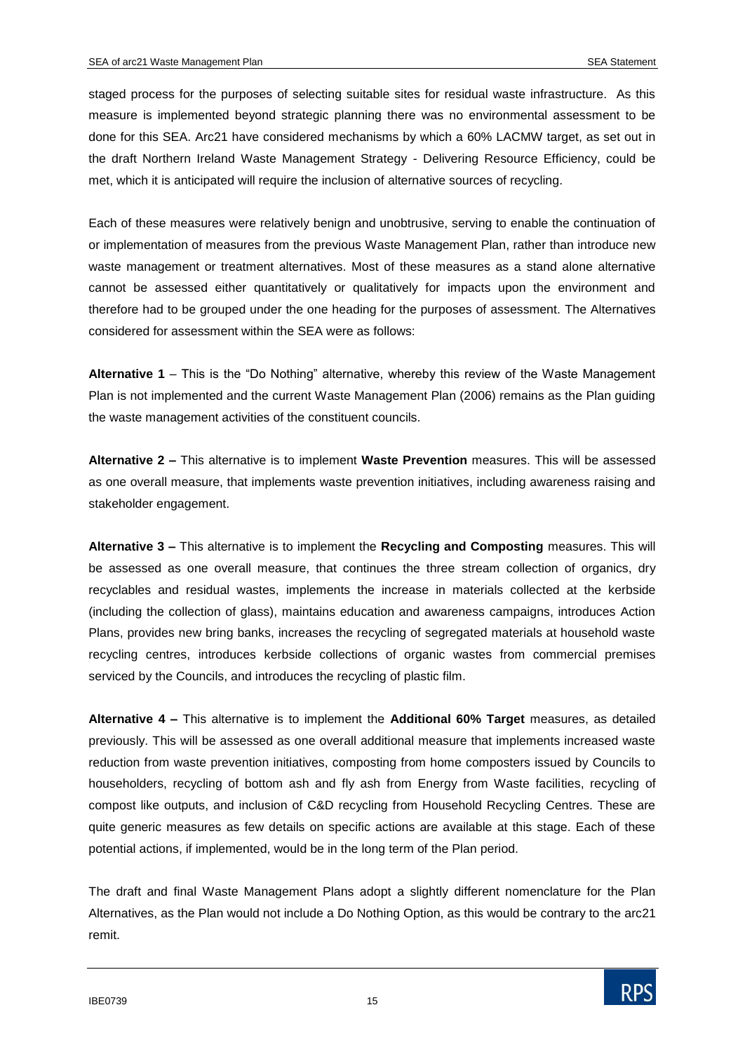staged process for the purposes of selecting suitable sites for residual waste infrastructure. As this measure is implemented beyond strategic planning there was no environmental assessment to be done for this SEA. Arc21 have considered mechanisms by which a 60% LACMW target, as set out in the draft Northern Ireland Waste Management Strategy - Delivering Resource Efficiency, could be met, which it is anticipated will require the inclusion of alternative sources of recycling.

Each of these measures were relatively benign and unobtrusive, serving to enable the continuation of or implementation of measures from the previous Waste Management Plan, rather than introduce new waste management or treatment alternatives. Most of these measures as a stand alone alternative cannot be assessed either quantitatively or qualitatively for impacts upon the environment and therefore had to be grouped under the one heading for the purposes of assessment. The Alternatives considered for assessment within the SEA were as follows:

**Alternative 1** – This is the "Do Nothing" alternative, whereby this review of the Waste Management Plan is not implemented and the current Waste Management Plan (2006) remains as the Plan guiding the waste management activities of the constituent councils.

**Alternative 2 –** This alternative is to implement **Waste Prevention** measures. This will be assessed as one overall measure, that implements waste prevention initiatives, including awareness raising and stakeholder engagement.

**Alternative 3 –** This alternative is to implement the **Recycling and Composting** measures. This will be assessed as one overall measure, that continues the three stream collection of organics, dry recyclables and residual wastes, implements the increase in materials collected at the kerbside (including the collection of glass), maintains education and awareness campaigns, introduces Action Plans, provides new bring banks, increases the recycling of segregated materials at household waste recycling centres, introduces kerbside collections of organic wastes from commercial premises serviced by the Councils, and introduces the recycling of plastic film.

**Alternative 4 –** This alternative is to implement the **Additional 60% Target** measures, as detailed previously. This will be assessed as one overall additional measure that implements increased waste reduction from waste prevention initiatives, composting from home composters issued by Councils to householders, recycling of bottom ash and fly ash from Energy from Waste facilities, recycling of compost like outputs, and inclusion of C&D recycling from Household Recycling Centres. These are quite generic measures as few details on specific actions are available at this stage. Each of these potential actions, if implemented, would be in the long term of the Plan period.

The draft and final Waste Management Plans adopt a slightly different nomenclature for the Plan Alternatives, as the Plan would not include a Do Nothing Option, as this would be contrary to the arc21 remit.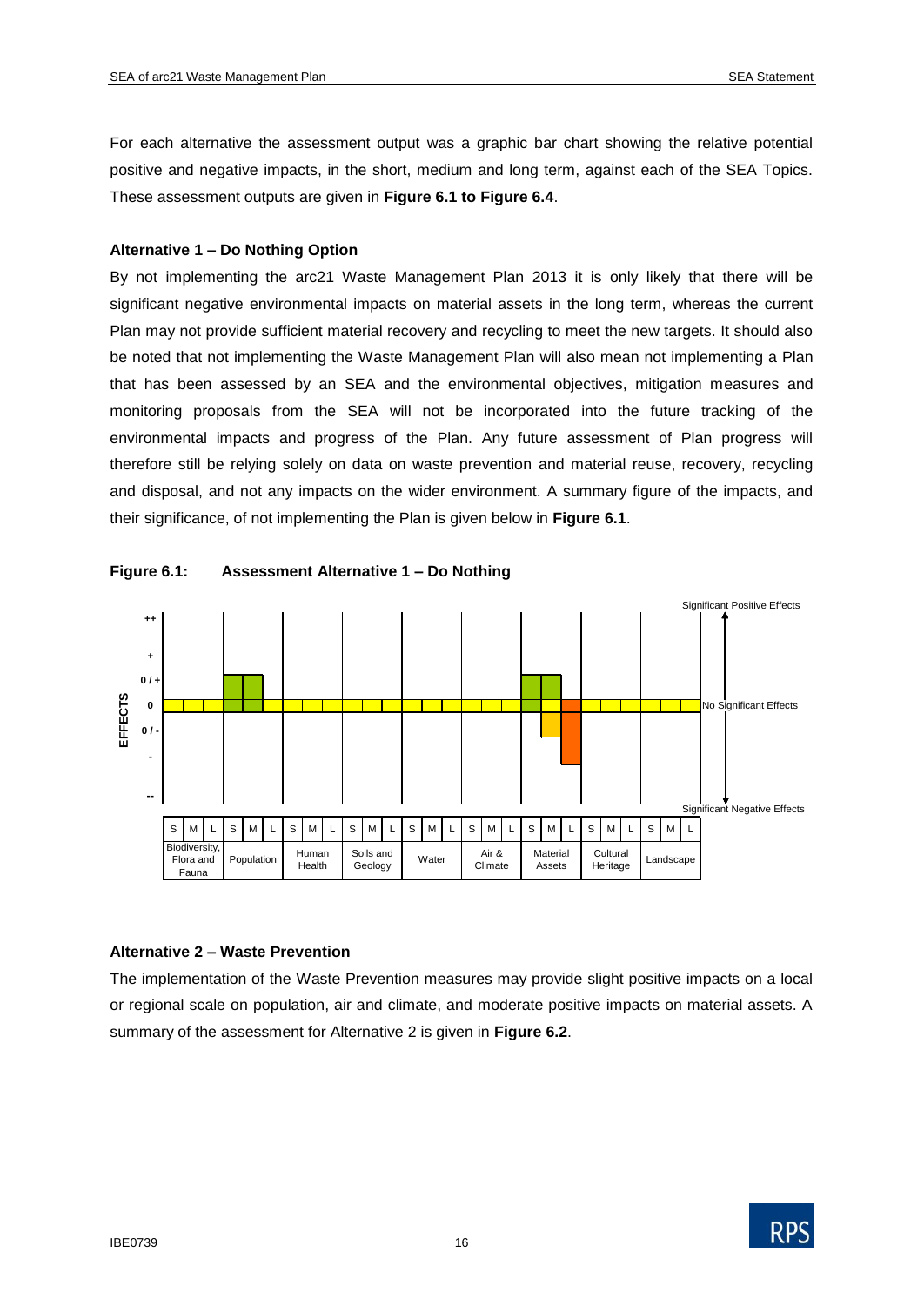For each alternative the assessment output was a graphic bar chart showing the relative potential positive and negative impacts, in the short, medium and long term, against each of the SEA Topics. These assessment outputs are given in **Figure 6.1 to Figure 6.4**.

**Alternative 1 – Do Nothing Option**

By not implementing the arc21 Waste Management Plan 2013 it is only likely that there will be significant negative environmental impacts on material assets in the long term, whereas the current Plan may not provide sufficient material recovery and recycling to meet the new targets. It should also be noted that not implementing the Waste Management Plan will also mean not implementing a Plan that has been assessed by an SEA and the environmental objectives, mitigation measures and monitoring proposals from the SEA will not be incorporated into the future tracking of the environmental impacts and progress of the Plan. Any future assessment of Plan progress will therefore still be relying solely on data on waste prevention and material reuse, recovery, recycling and disposal, and not any impacts on the wider environment. A summary figure of the impacts, and their significance, of not implementing the Plan is given below in **Figure 6.1**.

**Figure 6.1: Assessment Alternative 1 – Do Nothing**

| EFFECTS | Biodiversity, Flora and Fauna | | | Population | | | Human Health | | | Soils and Geology | | | Water | | | Air & Climate | | | Material Assets | | | Cultural Heritage | | | Landscape | | |
|---|---|---|---|---|---|---|---|---|---|---|---|---|---|---|---|---|---|---|---|---|---|---|---|---|---|---|---|
| | S | M | L | S | M | L | S | M | L | S | M | L | S | M | L | S | M | L | S | M | L | S | M | L | S | M | L |
| | 0 | 0 | 0 | 0 / + | 0 / + | 0 | 0 | 0 | 0 | 0 | 0 | 0 | 0 | 0 | 0 | 0 | 0 | 0 | 0 / + | 0 / + / 0 / - | - | 0 | 0 | 0 | 0 | 0 | 0 |

Significant Positive Effects (++) / No Significant Effects (0) / Significant Negative Effects (--)

**Alternative 2 – Waste Prevention**

The implementation of the Waste Prevention measures may provide slight positive impacts on a local or regional scale on population, air and climate, and moderate positive impacts on material assets. A summary of the assessment for Alternative 2 is given in **Figure 6.2**.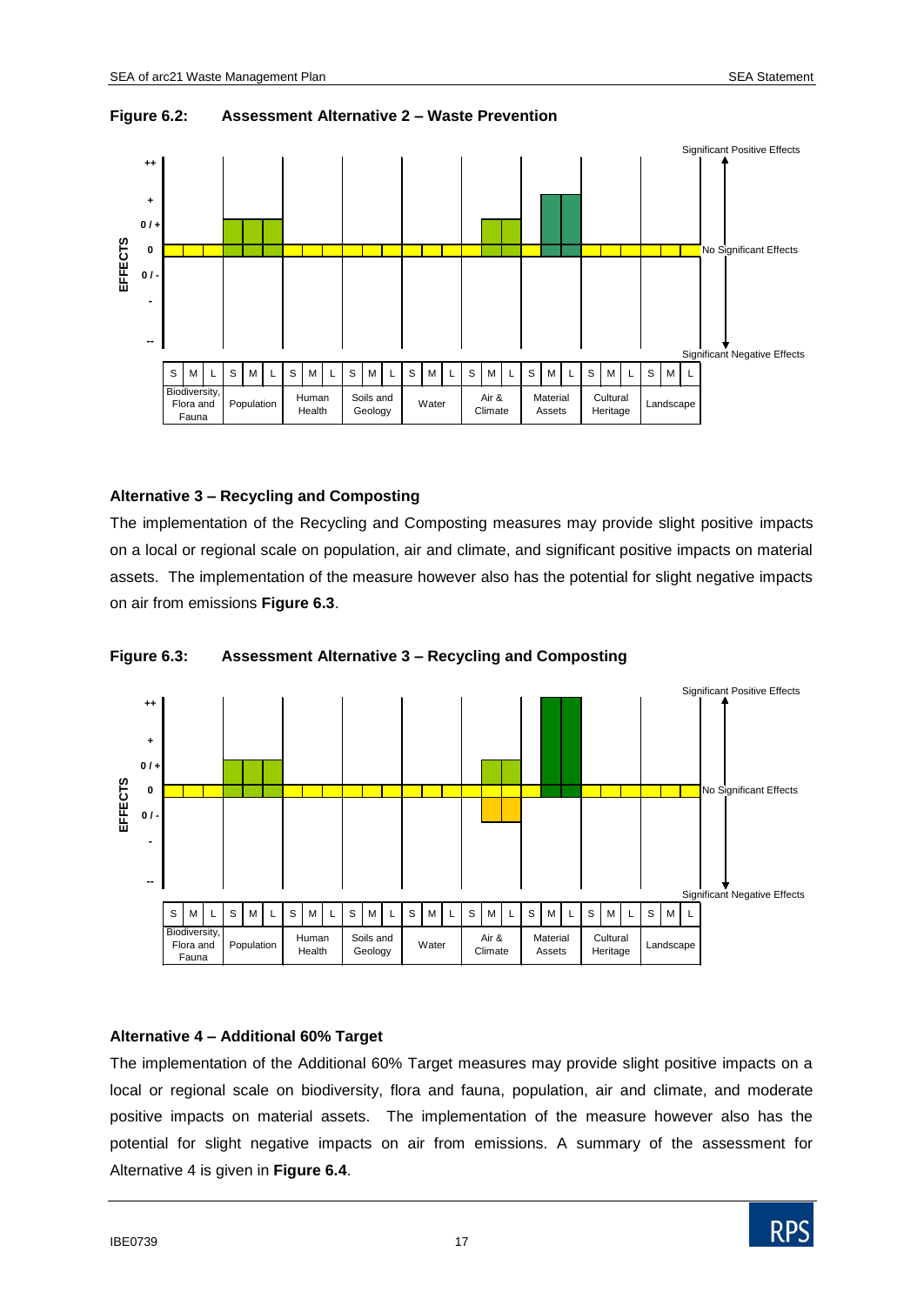**Figure 6.2: Assessment Alternative 2 – Waste Prevention**

| | Biodiversity, Flora and Fauna | | | Population | | | Human Health | | | Soils and Geology | | | Water | | | Air & Climate | | | Material Assets | | | Cultural Heritage | | | Landscape | | |
|---|---|---|---|---|---|---|---|---|---|---|---|---|---|---|---|---|---|---|---|---|---|---|---|---|---|---|---|
| | S | M | L | S | M | L | S | M | L | S | M | L | S | M | L | S | M | L | S | M | L | S | M | L | S | M | L |

### Alternative 3 – Recycling and Composting

The implementation of the Recycling and Composting measures may provide slight positive impacts on a local or regional scale on population, air and climate, and significant positive impacts on material assets. The implementation of the measure however also has the potential for slight negative impacts on air from emissions **Figure 6.3**.

**Figure 6.3: Assessment Alternative 3 – Recycling and Composting**

| | Biodiversity, Flora and Fauna | | | Population | | | Human Health | | | Soils and Geology | | | Water | | | Air & Climate | | | Material Assets | | | Cultural Heritage | | | Landscape | | |
|---|---|---|---|---|---|---|---|---|---|---|---|---|---|---|---|---|---|---|---|---|---|---|---|---|---|---|---|
| | S | M | L | S | M | L | S | M | L | S | M | L | S | M | L | S | M | L | S | M | L | S | M | L | S | M | L |

### Alternative 4 – Additional 60% Target

The implementation of the Additional 60% Target measures may provide slight positive impacts on a local or regional scale on biodiversity, flora and fauna, population, air and climate, and moderate positive impacts on material assets. The implementation of the measure however also has the potential for slight negative impacts on air from emissions. A summary of the assessment for Alternative 4 is given in **Figure 6.4**.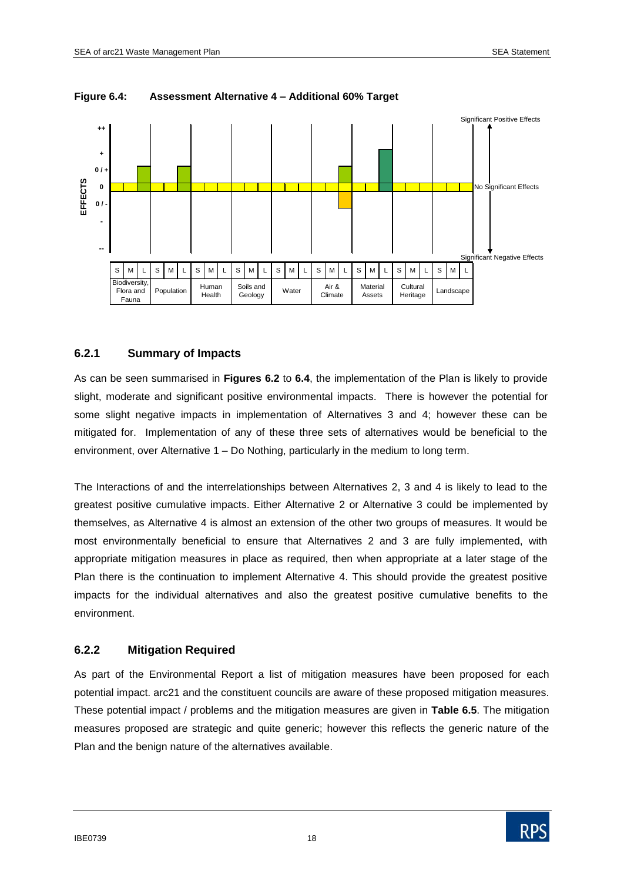**Figure 6.4: Assessment Alternative 4 – Additional 60% Target**

| EFFECTS | S | M | L | S | M | L | S | M | L | S | M | L | S | M | L | S | M | L | S | M | L | S | M | L | S | M | L |
|---|---|---|---|---|---|---|---|---|---|---|---|---|---|---|---|---|---|---|---|---|---|---|---|---|---|---|---|
| | 0 | 0 | 0 / + | 0 | 0 | 0 / + | 0 | 0 | 0 | 0 | 0 | 0 | 0 | 0 | 0 | 0 | 0 / - | 0 / + | 0 | 0 | + | 0 | 0 | 0 | 0 | 0 | 0 |
| | Biodiversity, Flora and Fauna | | | Population | | | Human Health | | | Soils and Geology | | | Water | | | Air & Climate | | | Material Assets | | | Cultural Heritage | | | Landscape | | |

Scale: ++ / + / 0 / + / 0 / 0 / - / - / -- (Significant Positive Effects at top; No Significant Effects at 0; Significant Negative Effects at bottom)

### 6.2.1 Summary of Impacts

As can be seen summarised in **Figures 6.2** to **6.4**, the implementation of the Plan is likely to provide slight, moderate and significant positive environmental impacts. There is however the potential for some slight negative impacts in implementation of Alternatives 3 and 4; however these can be mitigated for. Implementation of any of these three sets of alternatives would be beneficial to the environment, over Alternative 1 – Do Nothing, particularly in the medium to long term.

The Interactions of and the interrelationships between Alternatives 2, 3 and 4 is likely to lead to the greatest positive cumulative impacts. Either Alternative 2 or Alternative 3 could be implemented by themselves, as Alternative 4 is almost an extension of the other two groups of measures. It would be most environmentally beneficial to ensure that Alternatives 2 and 3 are fully implemented, with appropriate mitigation measures in place as required, then when appropriate at a later stage of the Plan there is the continuation to implement Alternative 4. This should provide the greatest positive impacts for the individual alternatives and also the greatest positive cumulative benefits to the environment.

### 6.2.2 Mitigation Required

As part of the Environmental Report a list of mitigation measures have been proposed for each potential impact. arc21 and the constituent councils are aware of these proposed mitigation measures. These potential impact / problems and the mitigation measures are given in **Table 6.5**. The mitigation measures proposed are strategic and quite generic; however this reflects the generic nature of the Plan and the benign nature of the alternatives available.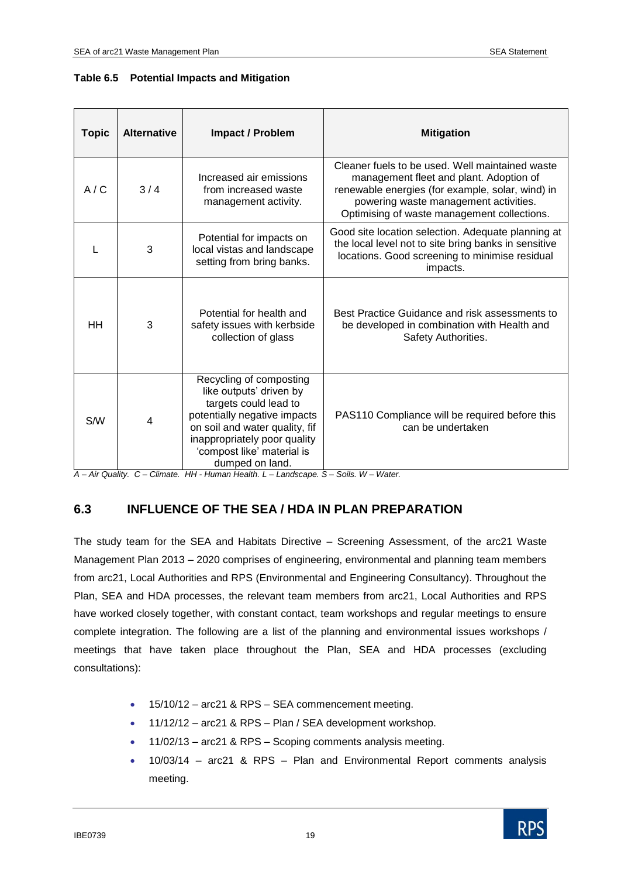**Table 6.5 Potential Impacts and Mitigation**

| Topic | Alternative | Impact / Problem | Mitigation |
|---|---|---|---|
| A / C | 3 / 4 | Increased air emissions from increased waste management activity. | Cleaner fuels to be used. Well maintained waste management fleet and plant. Adoption of renewable energies (for example, solar, wind) in powering waste management activities. Optimising of waste management collections. |
| L | 3 | Potential for impacts on local vistas and landscape setting from bring banks. | Good site location selection. Adequate planning at the local level not to site bring banks in sensitive locations. Good screening to minimise residual impacts. |
| HH | 3 | Potential for health and safety issues with kerbside collection of glass | Best Practice Guidance and risk assessments to be developed in combination with Health and Safety Authorities. |
| S/W | 4 | Recycling of composting like outputs' driven by targets could lead to potentially negative impacts on soil and water quality, fif inappropriately poor quality 'compost like' material is dumped on land. | PAS110 Compliance will be required before this can be undertaken |

*A – Air Quality. C – Climate. HH - Human Health. L – Landscape. S – Soils. W – Water.*

## 6.3 INFLUENCE OF THE SEA / HDA IN PLAN PREPARATION

The study team for the SEA and Habitats Directive – Screening Assessment, of the arc21 Waste Management Plan 2013 – 2020 comprises of engineering, environmental and planning team members from arc21, Local Authorities and RPS (Environmental and Engineering Consultancy). Throughout the Plan, SEA and HDA processes, the relevant team members from arc21, Local Authorities and RPS have worked closely together, with constant contact, team workshops and regular meetings to ensure complete integration. The following are a list of the planning and environmental issues workshops / meetings that have taken place throughout the Plan, SEA and HDA processes (excluding consultations):

- 15/10/12 – arc21 & RPS – SEA commencement meeting.
- 11/12/12 – arc21 & RPS – Plan / SEA development workshop.
- 11/02/13 – arc21 & RPS – Scoping comments analysis meeting.
- 10/03/14 – arc21 & RPS – Plan and Environmental Report comments analysis meeting.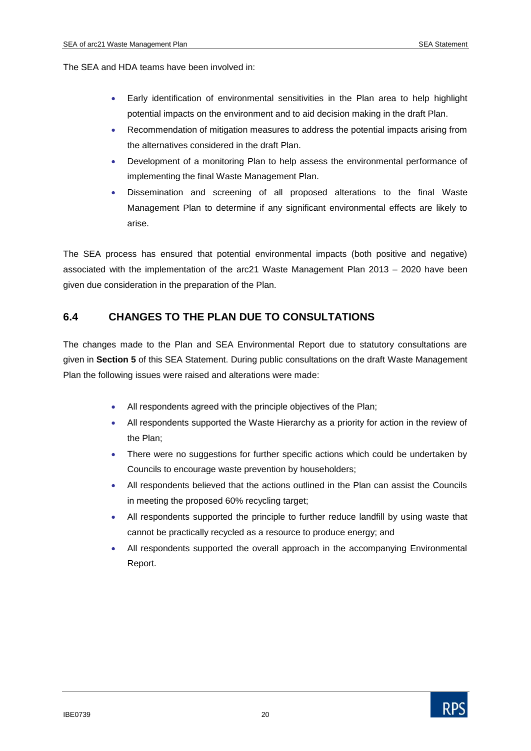The SEA and HDA teams have been involved in:

- Early identification of environmental sensitivities in the Plan area to help highlight potential impacts on the environment and to aid decision making in the draft Plan.
- Recommendation of mitigation measures to address the potential impacts arising from the alternatives considered in the draft Plan.
- Development of a monitoring Plan to help assess the environmental performance of implementing the final Waste Management Plan.
- Dissemination and screening of all proposed alterations to the final Waste Management Plan to determine if any significant environmental effects are likely to arise.

The SEA process has ensured that potential environmental impacts (both positive and negative) associated with the implementation of the arc21 Waste Management Plan 2013 – 2020 have been given due consideration in the preparation of the Plan.

## 6.4 CHANGES TO THE PLAN DUE TO CONSULTATIONS

The changes made to the Plan and SEA Environmental Report due to statutory consultations are given in **Section 5** of this SEA Statement. During public consultations on the draft Waste Management Plan the following issues were raised and alterations were made:

- All respondents agreed with the principle objectives of the Plan;
- All respondents supported the Waste Hierarchy as a priority for action in the review of the Plan;
- There were no suggestions for further specific actions which could be undertaken by Councils to encourage waste prevention by householders;
- All respondents believed that the actions outlined in the Plan can assist the Councils in meeting the proposed 60% recycling target;
- All respondents supported the principle to further reduce landfill by using waste that cannot be practically recycled as a resource to produce energy; and
- All respondents supported the overall approach in the accompanying Environmental Report.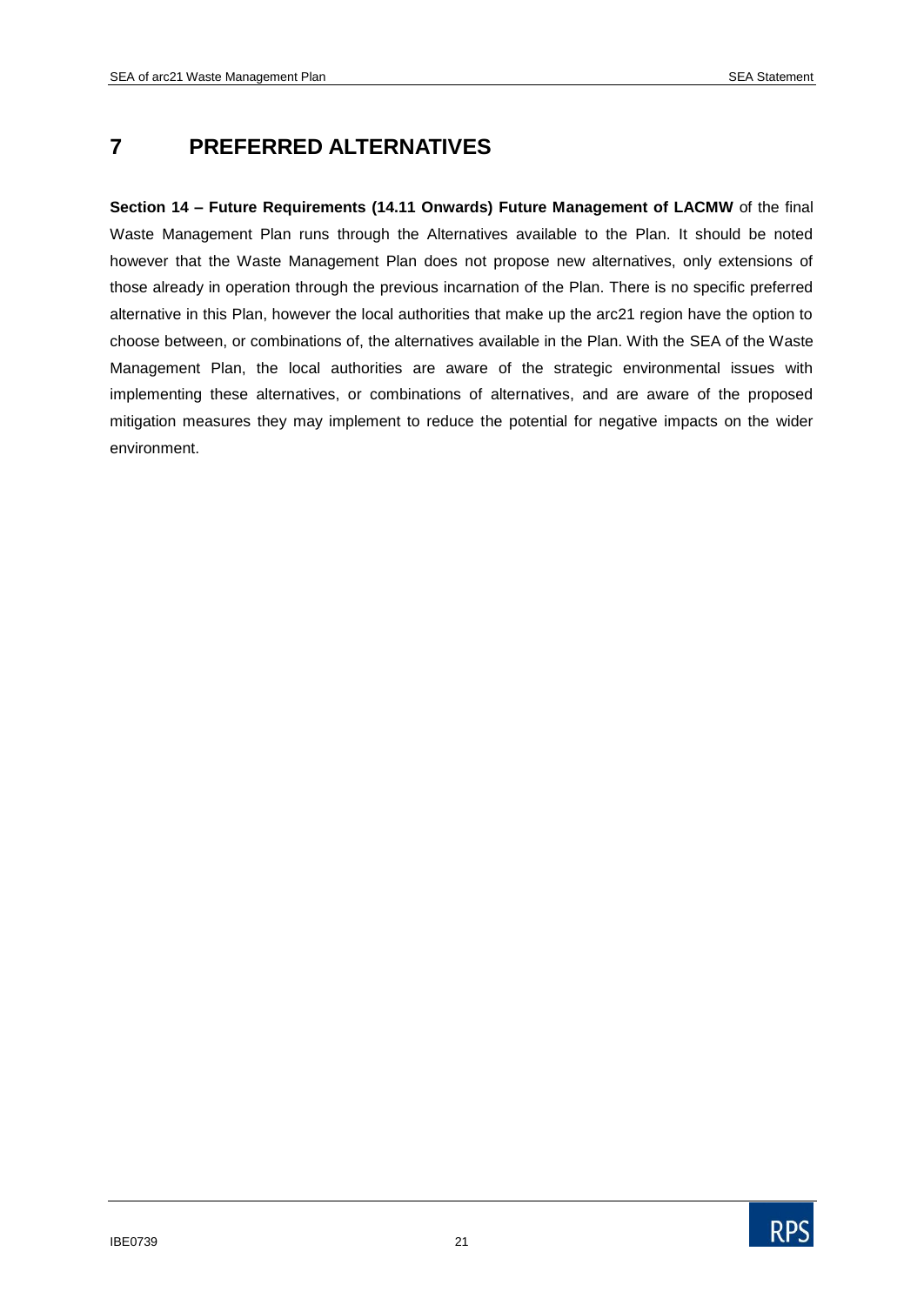# 7 PREFERRED ALTERNATIVES

**Section 14 – Future Requirements (14.11 Onwards) Future Management of LACMW** of the final Waste Management Plan runs through the Alternatives available to the Plan. It should be noted however that the Waste Management Plan does not propose new alternatives, only extensions of those already in operation through the previous incarnation of the Plan. There is no specific preferred alternative in this Plan, however the local authorities that make up the arc21 region have the option to choose between, or combinations of, the alternatives available in the Plan. With the SEA of the Waste Management Plan, the local authorities are aware of the strategic environmental issues with implementing these alternatives, or combinations of alternatives, and are aware of the proposed mitigation measures they may implement to reduce the potential for negative impacts on the wider environment.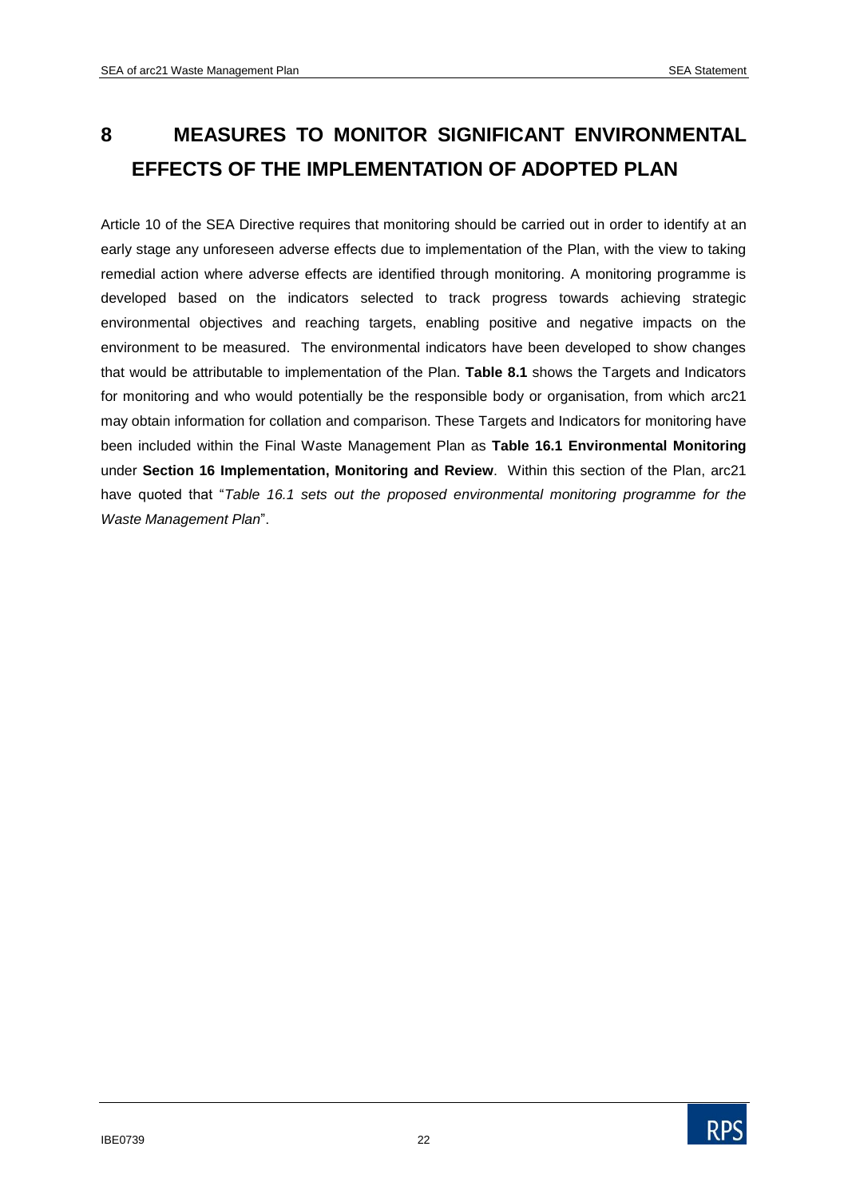# 8 MEASURES TO MONITOR SIGNIFICANT ENVIRONMENTAL EFFECTS OF THE IMPLEMENTATION OF ADOPTED PLAN

Article 10 of the SEA Directive requires that monitoring should be carried out in order to identify at an early stage any unforeseen adverse effects due to implementation of the Plan, with the view to taking remedial action where adverse effects are identified through monitoring. A monitoring programme is developed based on the indicators selected to track progress towards achieving strategic environmental objectives and reaching targets, enabling positive and negative impacts on the environment to be measured. The environmental indicators have been developed to show changes that would be attributable to implementation of the Plan. **Table 8.1** shows the Targets and Indicators for monitoring and who would potentially be the responsible body or organisation, from which arc21 may obtain information for collation and comparison. These Targets and Indicators for monitoring have been included within the Final Waste Management Plan as **Table 16.1 Environmental Monitoring** under **Section 16 Implementation, Monitoring and Review**. Within this section of the Plan, arc21 have quoted that "*Table 16.1 sets out the proposed environmental monitoring programme for the Waste Management Plan*".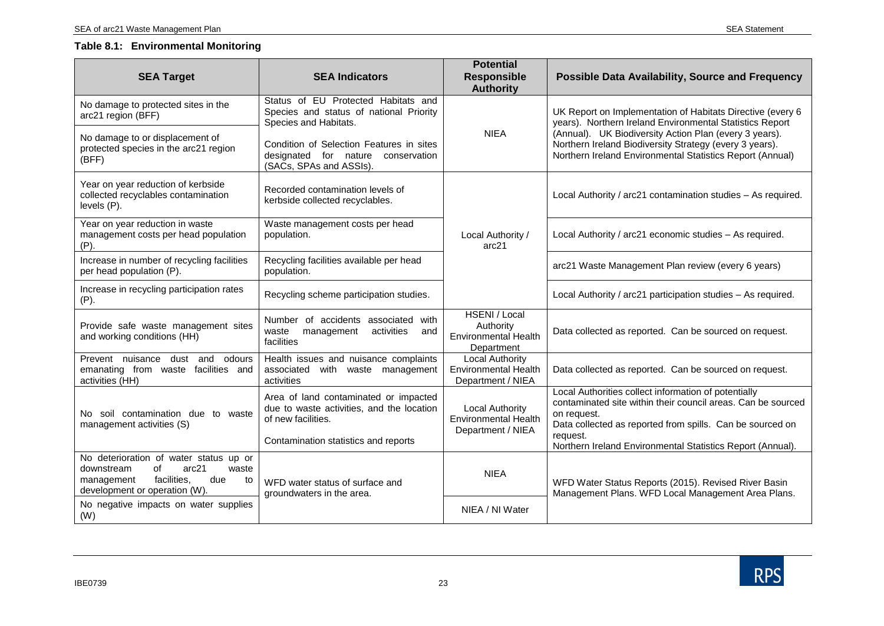### Table 8.1: Environmental Monitoring

| SEA Target | SEA Indicators | Potential Responsible Authority | Possible Data Availability, Source and Frequency |
|---|---|---|---|
| No damage to protected sites in the arc21 region (BFF) | Status of EU Protected Habitats and Species and status of national Priority Species and Habitats. | NIEA | UK Report on Implementation of Habitats Directive (every 6 years). Northern Ireland Environmental Statistics Report (Annual). UK Biodiversity Action Plan (every 3 years). Northern Ireland Biodiversity Strategy (every 3 years). Northern Ireland Environmental Statistics Report (Annual) |
| No damage to or displacement of protected species in the arc21 region (BFF) | Condition of Selection Features in sites designated for nature conservation (SACs, SPAs and ASSIs). | | |
| Year on year reduction of kerbside collected recyclables contamination levels (P). | Recorded contamination levels of kerbside collected recyclables. | Local Authority / arc21 | Local Authority / arc21 contamination studies – As required. |
| Year on year reduction in waste management costs per head population (P). | Waste management costs per head population. | | Local Authority / arc21 economic studies – As required. |
| Increase in number of recycling facilities per head population (P). | Recycling facilities available per head population. | | arc21 Waste Management Plan review (every 6 years) |
| Increase in recycling participation rates (P). | Recycling scheme participation studies. | | Local Authority / arc21 participation studies – As required. |
| Provide safe waste management sites and working conditions (HH) | Number of accidents associated with waste management activities and facilities | HSENI / Local Authority Environmental Health Department | Data collected as reported. Can be sourced on request. |
| Prevent nuisance dust and odours emanating from waste facilities and activities (HH) | Health issues and nuisance complaints associated with waste management activities | Local Authority Environmental Health Department / NIEA | Data collected as reported. Can be sourced on request. |
| No soil contamination due to waste management activities (S) | Area of land contaminated or impacted due to waste activities, and the location of new facilities.<br><br>Contamination statistics and reports | Local Authority Environmental Health Department / NIEA | Local Authorities collect information of potentially contaminated site within their council areas. Can be sourced on request.<br>Data collected as reported from spills. Can be sourced on request.<br>Northern Ireland Environmental Statistics Report (Annual). |
| No deterioration of water status up or downstream of arc21 waste management facilities, due to development or operation (W). | WFD water status of surface and groundwaters in the area. | NIEA | WFD Water Status Reports (2015). Revised River Basin Management Plans. WFD Local Management Area Plans. |
| No negative impacts on water supplies (W) | | NIEA / NI Water | |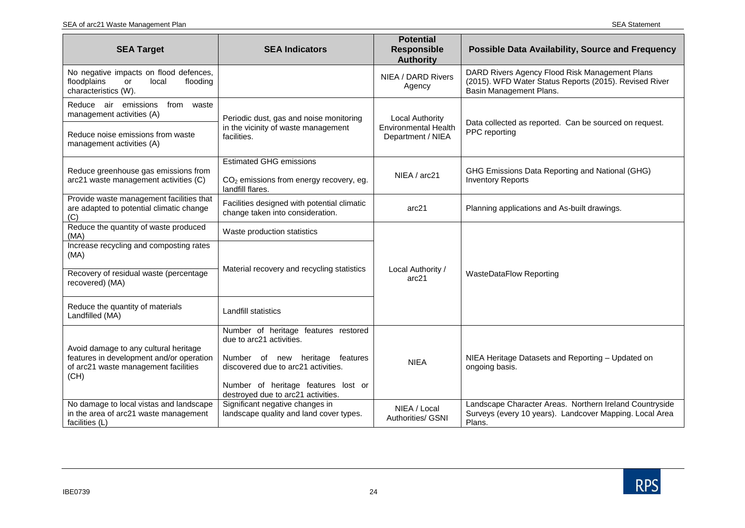| SEA Target | SEA Indicators | Potential Responsible Authority | Possible Data Availability, Source and Frequency |
|---|---|---|---|
| No negative impacts on flood defences, floodplains or local flooding characteristics (W). | | NIEA / DARD Rivers Agency | DARD Rivers Agency Flood Risk Management Plans (2015). WFD Water Status Reports (2015). Revised River Basin Management Plans. |
| Reduce air emissions from waste management activities (A) | Periodic dust, gas and noise monitoring in the vicinity of waste management facilities. | Local Authority Environmental Health Department / NIEA | Data collected as reported. Can be sourced on request. PPC reporting |
| Reduce noise emissions from waste management activities (A) | | | |
| Reduce greenhouse gas emissions from arc21 waste management activities (C) | Estimated GHG emissions<br><br>$CO_2$ emissions from energy recovery, eg. landfill flares. | NIEA / arc21 | GHG Emissions Data Reporting and National (GHG) Inventory Reports |
| Provide waste management facilities that are adapted to potential climatic change (C) | Facilities designed with potential climatic change taken into consideration. | arc21 | Planning applications and As-built drawings. |
| Reduce the quantity of waste produced (MA) | Waste production statistics | Local Authority / arc21 | WasteDataFlow Reporting |
| Increase recycling and composting rates (MA) | Material recovery and recycling statistics | | |
| Recovery of residual waste (percentage recovered) (MA) | | | |
| Reduce the quantity of materials Landfilled (MA) | Landfill statistics | | |
| Avoid damage to any cultural heritage features in development and/or operation of arc21 waste management facilities (CH) | Number of heritage features restored due to arc21 activities.<br><br>Number of new heritage features discovered due to arc21 activities.<br><br>Number of heritage features lost or destroyed due to arc21 activities. | NIEA | NIEA Heritage Datasets and Reporting – Updated on ongoing basis. |
| No damage to local vistas and landscape in the area of arc21 waste management facilities (L) | Significant negative changes in landscape quality and land cover types. | NIEA / Local Authorities/ GSNI | Landscape Character Areas. Northern Ireland Countryside Surveys (every 10 years). Landcover Mapping. Local Area Plans. |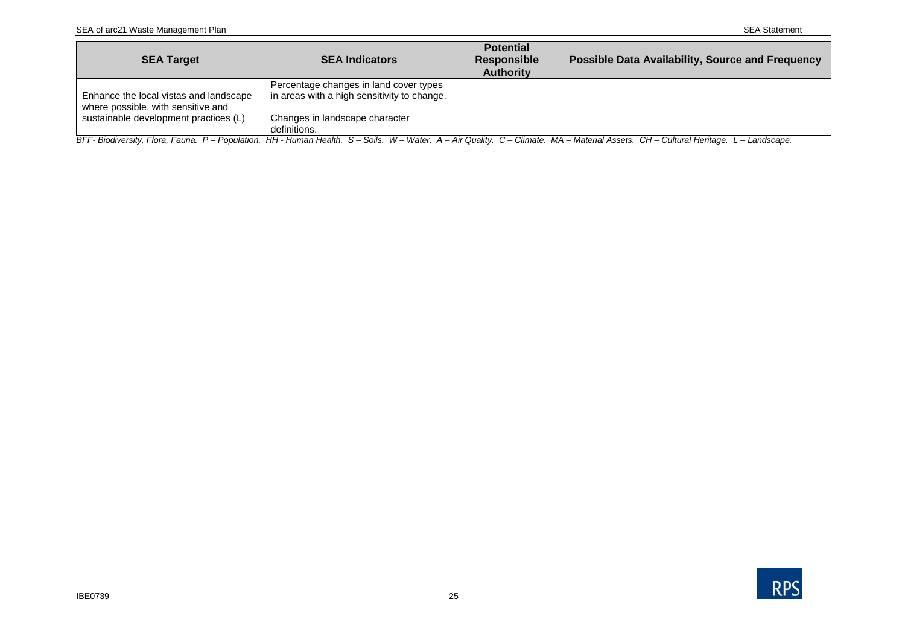| SEA Target | SEA Indicators | Potential Responsible Authority | Possible Data Availability, Source and Frequency |
|---|---|---|---|
| Enhance the local vistas and landscape where possible, with sensitive and sustainable development practices (L) | Percentage changes in land cover types in areas with a high sensitivity to change.<br><br>Changes in landscape character definitions. | | |

*BFF- Biodiversity, Flora, Fauna. P – Population. HH - Human Health. S – Soils. W – Water. A – Air Quality. C – Climate. MA – Material Assets. CH – Cultural Heritage. L – Landscape.*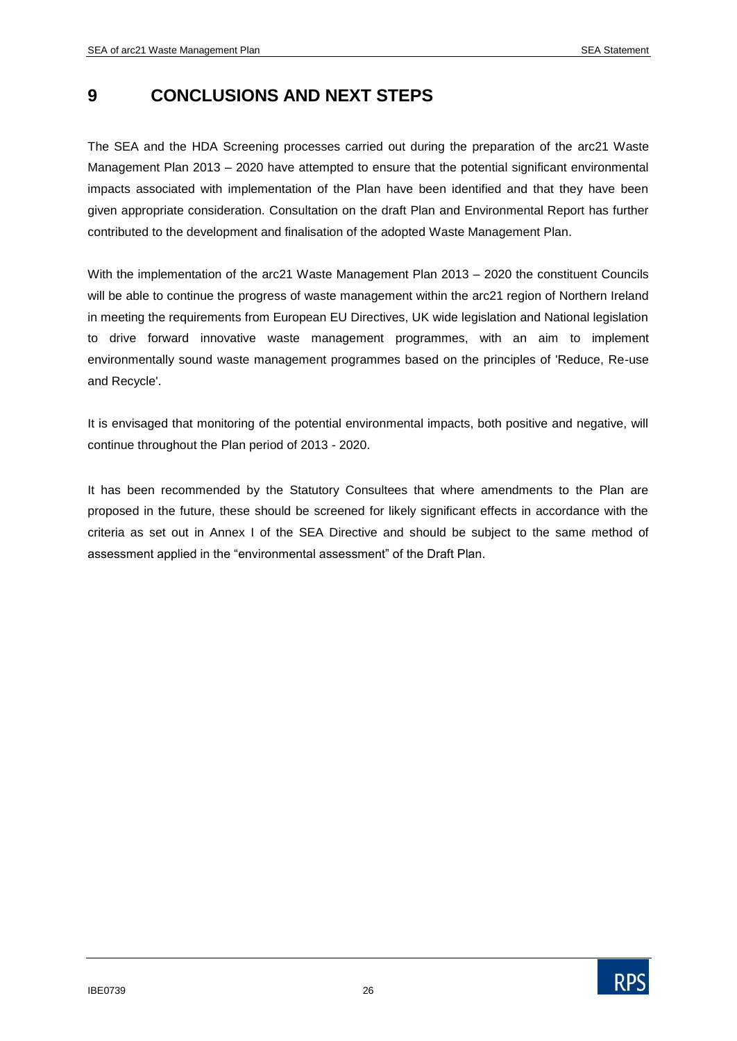# 9 CONCLUSIONS AND NEXT STEPS

The SEA and the HDA Screening processes carried out during the preparation of the arc21 Waste Management Plan 2013 – 2020 have attempted to ensure that the potential significant environmental impacts associated with implementation of the Plan have been identified and that they have been given appropriate consideration. Consultation on the draft Plan and Environmental Report has further contributed to the development and finalisation of the adopted Waste Management Plan.

With the implementation of the arc21 Waste Management Plan 2013 – 2020 the constituent Councils will be able to continue the progress of waste management within the arc21 region of Northern Ireland in meeting the requirements from European EU Directives, UK wide legislation and National legislation to drive forward innovative waste management programmes, with an aim to implement environmentally sound waste management programmes based on the principles of 'Reduce, Re-use and Recycle'.

It is envisaged that monitoring of the potential environmental impacts, both positive and negative, will continue throughout the Plan period of 2013 - 2020.

It has been recommended by the Statutory Consultees that where amendments to the Plan are proposed in the future, these should be screened for likely significant effects in accordance with the criteria as set out in Annex I of the SEA Directive and should be subject to the same method of assessment applied in the "environmental assessment" of the Draft Plan.